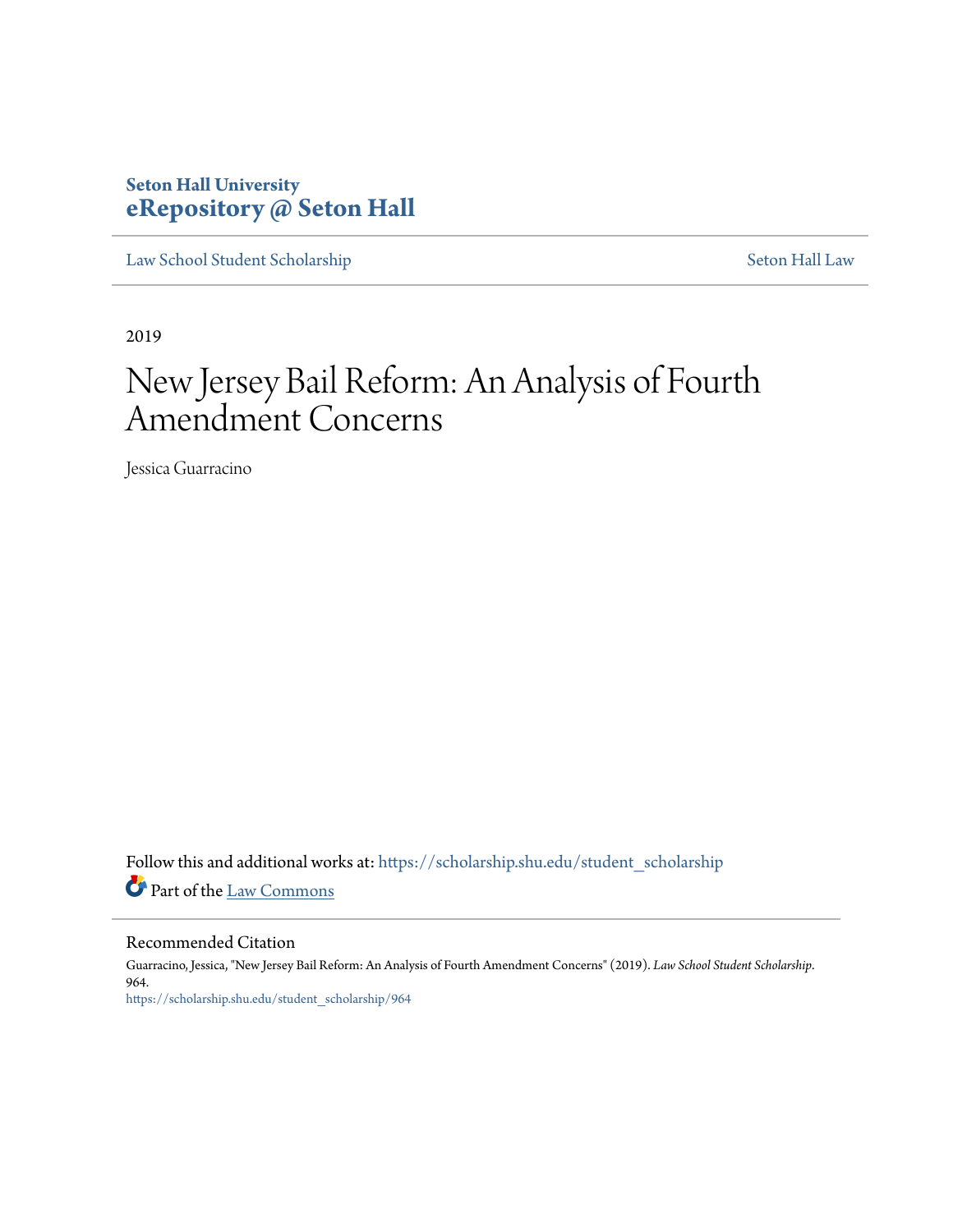Seton Hall University
**eRepository @ Seton Hall**

Law School Student Scholarship | Seton Hall Law

2019

# New Jersey Bail Reform: An Analysis of Fourth Amendment Concerns

Jessica Guarracino

Follow this and additional works at: https://scholarship.shu.edu/student_scholarship

Part of the Law Commons

## Recommended Citation

Guarracino, Jessica, "New Jersey Bail Reform: An Analysis of Fourth Amendment Concerns" (2019). *Law School Student Scholarship*. 964.
https://scholarship.shu.edu/student_scholarship/964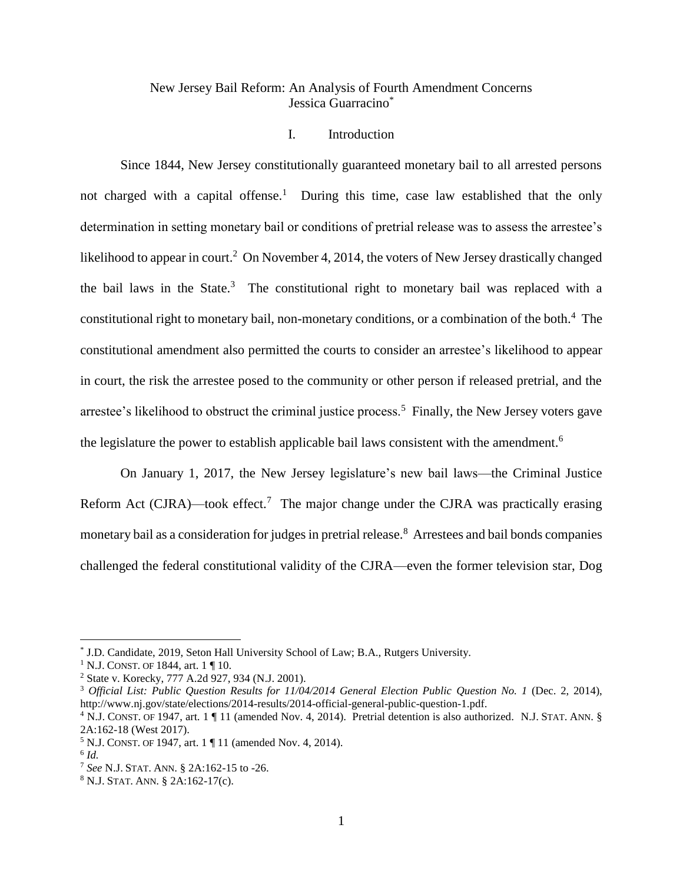New Jersey Bail Reform: An Analysis of Fourth Amendment Concerns
Jessica Guarracino*

## I. Introduction

Since 1844, New Jersey constitutionally guaranteed monetary bail to all arrested persons not charged with a capital offense.[1] During this time, case law established that the only determination in setting monetary bail or conditions of pretrial release was to assess the arrestee's likelihood to appear in court.[2] On November 4, 2014, the voters of New Jersey drastically changed the bail laws in the State.[3] The constitutional right to monetary bail was replaced with a constitutional right to monetary bail, non-monetary conditions, or a combination of the both.[4] The constitutional amendment also permitted the courts to consider an arrestee's likelihood to appear in court, the risk the arrestee posed to the community or other person if released pretrial, and the arrestee's likelihood to obstruct the criminal justice process.[5] Finally, the New Jersey voters gave the legislature the power to establish applicable bail laws consistent with the amendment.[6]

On January 1, 2017, the New Jersey legislature's new bail laws—the Criminal Justice Reform Act (CJRA)—took effect.[7] The major change under the CJRA was practically erasing monetary bail as a consideration for judges in pretrial release.[8] Arrestees and bail bonds companies challenged the federal constitutional validity of the CJRA—even the former television star, Dog

---

* J.D. Candidate, 2019, Seton Hall University School of Law; B.A., Rutgers University.

[1] N.J. CONST. OF 1844, art. 1 ¶ 10.

[2] State v. Korecky, 777 A.2d 927, 934 (N.J. 2001).

[3] *Official List: Public Question Results for 11/04/2014 General Election Public Question No. 1* (Dec. 2, 2014), http://www.nj.gov/state/elections/2014-results/2014-official-general-public-question-1.pdf.

[4] N.J. CONST. OF 1947, art. 1 ¶ 11 (amended Nov. 4, 2014). Pretrial detention is also authorized. N.J. STAT. ANN. § 2A:162-18 (West 2017).

[5] N.J. CONST. OF 1947, art. 1 ¶ 11 (amended Nov. 4, 2014).

[6] *Id.*

[7] *See* N.J. STAT. ANN. § 2A:162-15 to -26.

[8] N.J. STAT. ANN. § 2A:162-17(c).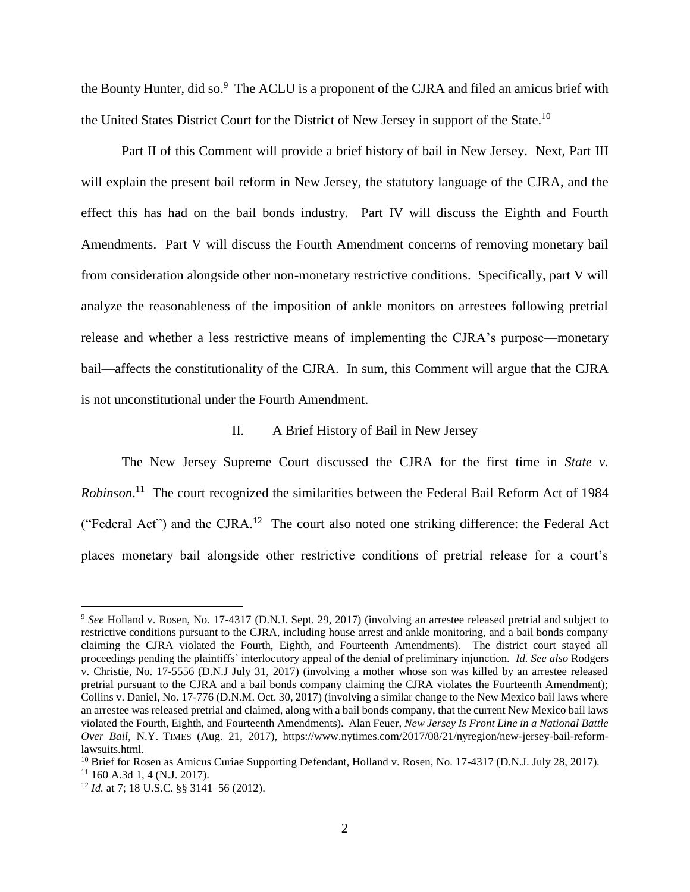the Bounty Hunter, did so.[9] The ACLU is a proponent of the CJRA and filed an amicus brief with the United States District Court for the District of New Jersey in support of the State.[10]

Part II of this Comment will provide a brief history of bail in New Jersey. Next, Part III will explain the present bail reform in New Jersey, the statutory language of the CJRA, and the effect this has had on the bail bonds industry. Part IV will discuss the Eighth and Fourth Amendments. Part V will discuss the Fourth Amendment concerns of removing monetary bail from consideration alongside other non-monetary restrictive conditions. Specifically, part V will analyze the reasonableness of the imposition of ankle monitors on arrestees following pretrial release and whether a less restrictive means of implementing the CJRA's purpose—monetary bail—affects the constitutionality of the CJRA. In sum, this Comment will argue that the CJRA is not unconstitutional under the Fourth Amendment.

## II. A Brief History of Bail in New Jersey

The New Jersey Supreme Court discussed the CJRA for the first time in *State v. Robinson*.[11] The court recognized the similarities between the Federal Bail Reform Act of 1984 ("Federal Act") and the CJRA.[12] The court also noted one striking difference: the Federal Act places monetary bail alongside other restrictive conditions of pretrial release for a court's

---

[9] *See* Holland v. Rosen, No. 17-4317 (D.N.J. Sept. 29, 2017) (involving an arrestee released pretrial and subject to restrictive conditions pursuant to the CJRA, including house arrest and ankle monitoring, and a bail bonds company claiming the CJRA violated the Fourth, Eighth, and Fourteenth Amendments). The district court stayed all proceedings pending the plaintiffs' interlocutory appeal of the denial of preliminary injunction. *Id. See also* Rodgers v. Christie, No. 17-5556 (D.N.J July 31, 2017) (involving a mother whose son was killed by an arrestee released pretrial pursuant to the CJRA and a bail bonds company claiming the CJRA violates the Fourteenth Amendment); Collins v. Daniel, No. 17-776 (D.N.M. Oct. 30, 2017) (involving a similar change to the New Mexico bail laws where an arrestee was released pretrial and claimed, along with a bail bonds company, that the current New Mexico bail laws violated the Fourth, Eighth, and Fourteenth Amendments). Alan Feuer, *New Jersey Is Front Line in a National Battle Over Bail*, N.Y. TIMES (Aug. 21, 2017), https://www.nytimes.com/2017/08/21/nyregion/new-jersey-bail-reform-lawsuits.html.

[10] Brief for Rosen as Amicus Curiae Supporting Defendant, Holland v. Rosen, No. 17-4317 (D.N.J. July 28, 2017).

[11] 160 A.3d 1, 4 (N.J. 2017).

[12] *Id.* at 7; 18 U.S.C. §§ 3141–56 (2012).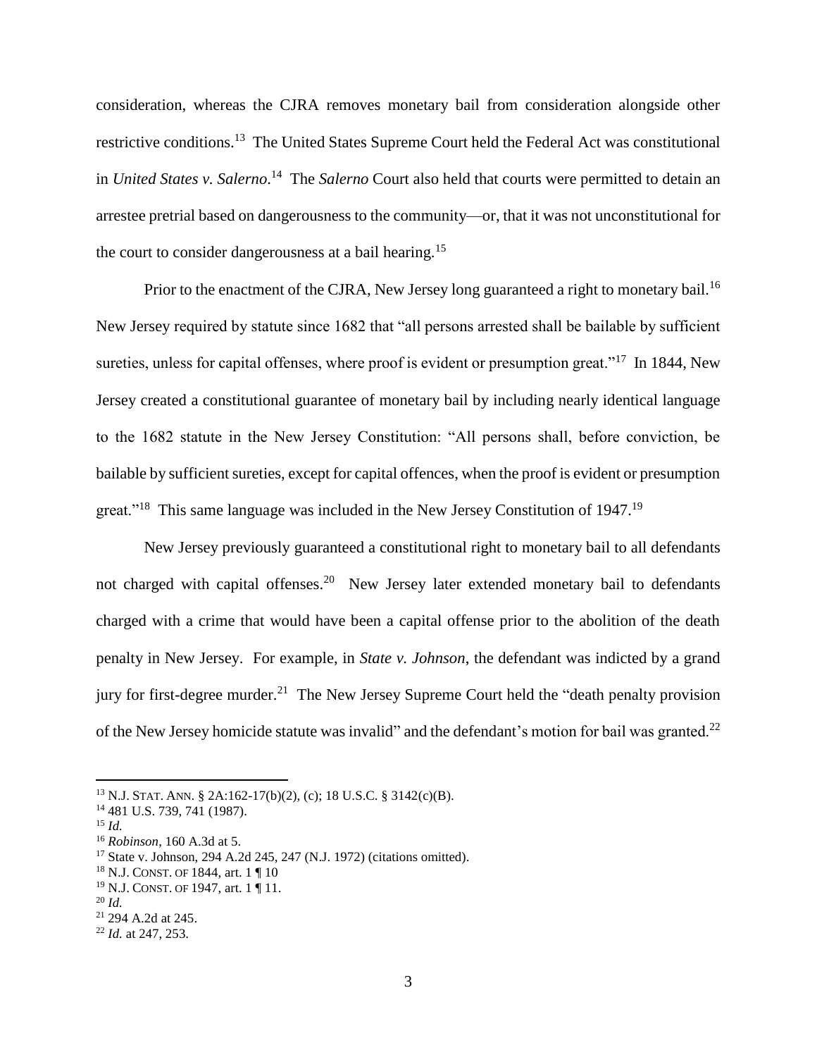consideration, whereas the CJRA removes monetary bail from consideration alongside other restrictive conditions.[13] The United States Supreme Court held the Federal Act was constitutional in *United States v. Salerno*.[14] The *Salerno* Court also held that courts were permitted to detain an arrestee pretrial based on dangerousness to the community—or, that it was not unconstitutional for the court to consider dangerousness at a bail hearing.[15]

Prior to the enactment of the CJRA, New Jersey long guaranteed a right to monetary bail.[16] New Jersey required by statute since 1682 that "all persons arrested shall be bailable by sufficient sureties, unless for capital offenses, where proof is evident or presumption great."[17] In 1844, New Jersey created a constitutional guarantee of monetary bail by including nearly identical language to the 1682 statute in the New Jersey Constitution: "All persons shall, before conviction, be bailable by sufficient sureties, except for capital offences, when the proof is evident or presumption great."[18] This same language was included in the New Jersey Constitution of 1947.[19]

New Jersey previously guaranteed a constitutional right to monetary bail to all defendants not charged with capital offenses.[20] New Jersey later extended monetary bail to defendants charged with a crime that would have been a capital offense prior to the abolition of the death penalty in New Jersey. For example, in *State v. Johnson*, the defendant was indicted by a grand jury for first-degree murder.[21] The New Jersey Supreme Court held the "death penalty provision of the New Jersey homicide statute was invalid" and the defendant's motion for bail was granted.[22]

---

[13] N.J. STAT. ANN. § 2A:162-17(b)(2), (c); 18 U.S.C. § 3142(c)(B).
[14] 481 U.S. 739, 741 (1987).
[15] *Id.*
[16] *Robinson*, 160 A.3d at 5.
[17] State v. Johnson, 294 A.2d 245, 247 (N.J. 1972) (citations omitted).
[18] N.J. CONST. OF 1844, art. 1 ¶ 10
[19] N.J. CONST. OF 1947, art. 1 ¶ 11.
[20] *Id.*
[21] 294 A.2d at 245.
[22] *Id.* at 247, 253.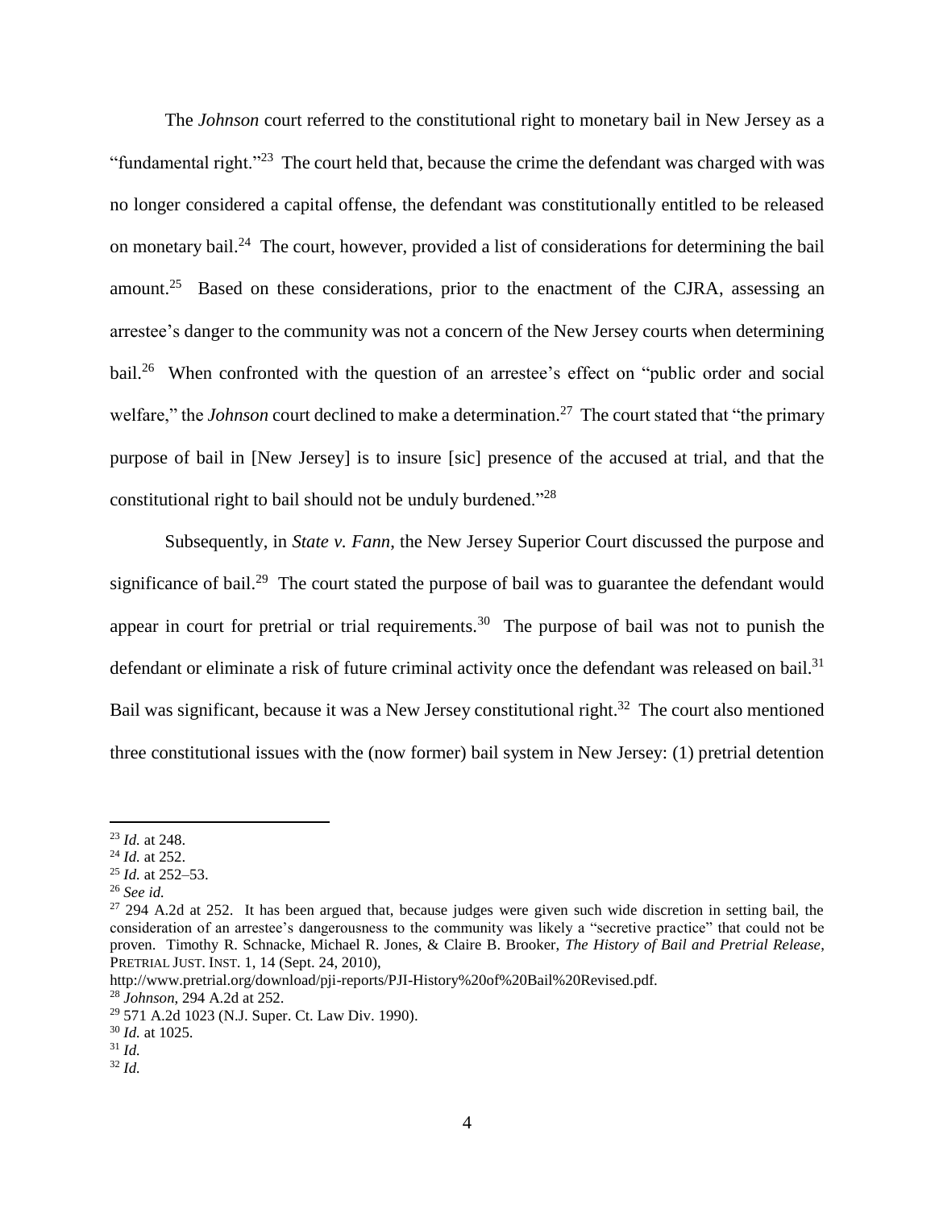The *Johnson* court referred to the constitutional right to monetary bail in New Jersey as a "fundamental right."[23] The court held that, because the crime the defendant was charged with was no longer considered a capital offense, the defendant was constitutionally entitled to be released on monetary bail.[24] The court, however, provided a list of considerations for determining the bail amount.[25] Based on these considerations, prior to the enactment of the CJRA, assessing an arrestee's danger to the community was not a concern of the New Jersey courts when determining bail.[26] When confronted with the question of an arrestee's effect on "public order and social welfare," the *Johnson* court declined to make a determination.[27] The court stated that "the primary purpose of bail in [New Jersey] is to insure [sic] presence of the accused at trial, and that the constitutional right to bail should not be unduly burdened."[28]

Subsequently, in *State v. Fann*, the New Jersey Superior Court discussed the purpose and significance of bail.[29] The court stated the purpose of bail was to guarantee the defendant would appear in court for pretrial or trial requirements.[30] The purpose of bail was not to punish the defendant or eliminate a risk of future criminal activity once the defendant was released on bail.[31] Bail was significant, because it was a New Jersey constitutional right.[32] The court also mentioned three constitutional issues with the (now former) bail system in New Jersey: (1) pretrial detention

---

[23] *Id.* at 248.

[24] *Id.* at 252.

[25] *Id.* at 252–53.

[26] *See id.*

[27] 294 A.2d at 252. It has been argued that, because judges were given such wide discretion in setting bail, the consideration of an arrestee's dangerousness to the community was likely a "secretive practice" that could not be proven. Timothy R. Schnacke, Michael R. Jones, & Claire B. Brooker, *The History of Bail and Pretrial Release*, PRETRIAL JUST. INST. 1, 14 (Sept. 24, 2010), http://www.pretrial.org/download/pji-reports/PJI-History%20of%20Bail%20Revised.pdf.

[28] *Johnson*, 294 A.2d at 252.

[29] 571 A.2d 1023 (N.J. Super. Ct. Law Div. 1990).

[30] *Id.* at 1025.

[31] *Id.*

[32] *Id.*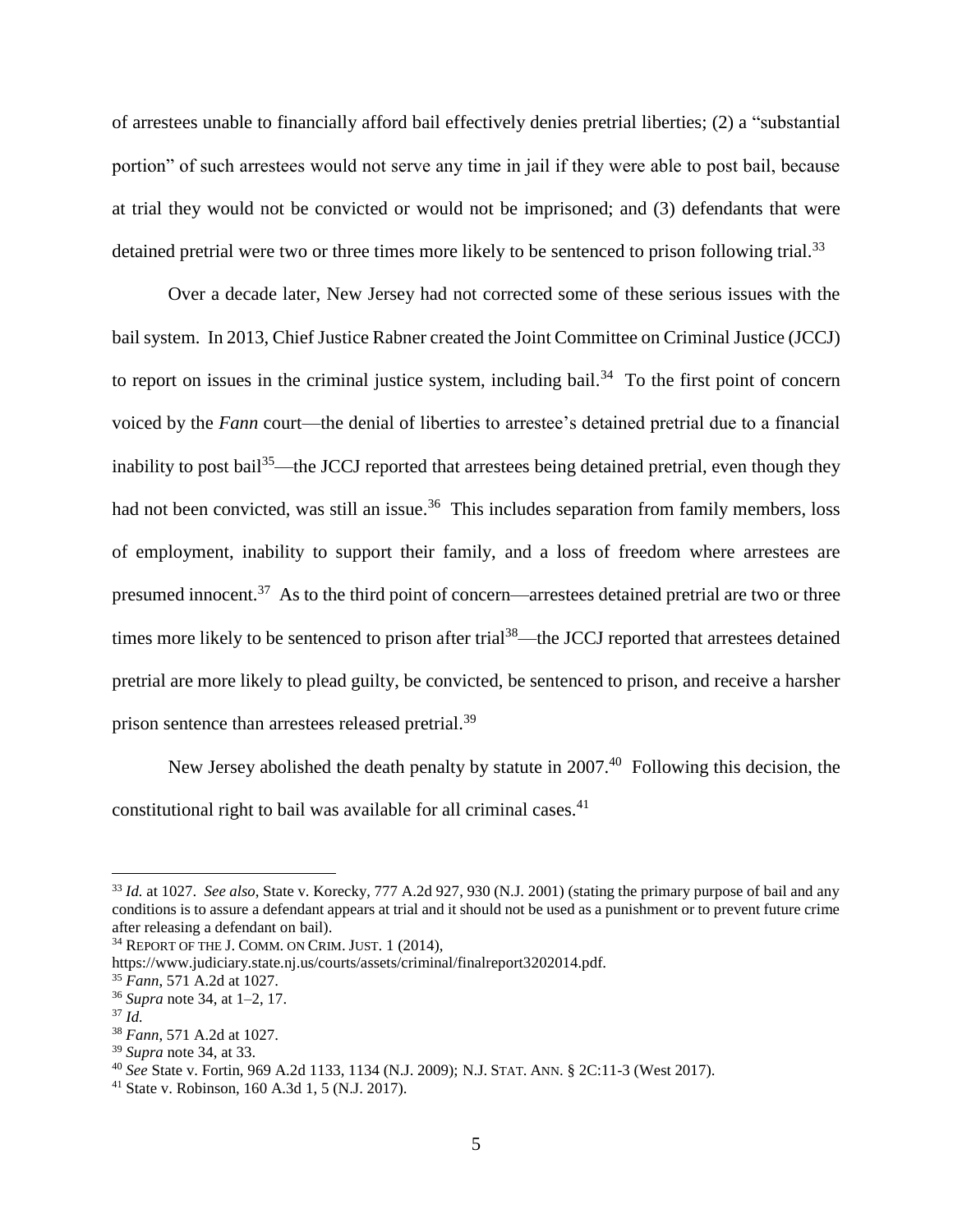of arrestees unable to financially afford bail effectively denies pretrial liberties; (2) a "substantial portion" of such arrestees would not serve any time in jail if they were able to post bail, because at trial they would not be convicted or would not be imprisoned; and (3) defendants that were detained pretrial were two or three times more likely to be sentenced to prison following trial.[33]

Over a decade later, New Jersey had not corrected some of these serious issues with the bail system. In 2013, Chief Justice Rabner created the Joint Committee on Criminal Justice (JCCJ) to report on issues in the criminal justice system, including bail.[34] To the first point of concern voiced by the *Fann* court—the denial of liberties to arrestee's detained pretrial due to a financial inability to post bail[35]—the JCCJ reported that arrestees being detained pretrial, even though they had not been convicted, was still an issue.[36] This includes separation from family members, loss of employment, inability to support their family, and a loss of freedom where arrestees are presumed innocent.[37] As to the third point of concern—arrestees detained pretrial are two or three times more likely to be sentenced to prison after trial[38]—the JCCJ reported that arrestees detained pretrial are more likely to plead guilty, be convicted, be sentenced to prison, and receive a harsher prison sentence than arrestees released pretrial.[39]

New Jersey abolished the death penalty by statute in 2007.[40] Following this decision, the constitutional right to bail was available for all criminal cases.[41]

---

[33] *Id.* at 1027. *See also*, State v. Korecky, 777 A.2d 927, 930 (N.J. 2001) (stating the primary purpose of bail and any conditions is to assure a defendant appears at trial and it should not be used as a punishment or to prevent future crime after releasing a defendant on bail).

[34] REPORT OF THE J. COMM. ON CRIM. JUST. 1 (2014), https://www.judiciary.state.nj.us/courts/assets/criminal/finalreport3202014.pdf.

[35] *Fann*, 571 A.2d at 1027.

[36] *Supra* note 34, at 1–2, 17.

[37] *Id.*

[38] *Fann*, 571 A.2d at 1027.

[39] *Supra* note 34, at 33.

[40] *See* State v. Fortin, 969 A.2d 1133, 1134 (N.J. 2009); N.J. STAT. ANN. § 2C:11-3 (West 2017).

[41] State v. Robinson, 160 A.3d 1, 5 (N.J. 2017).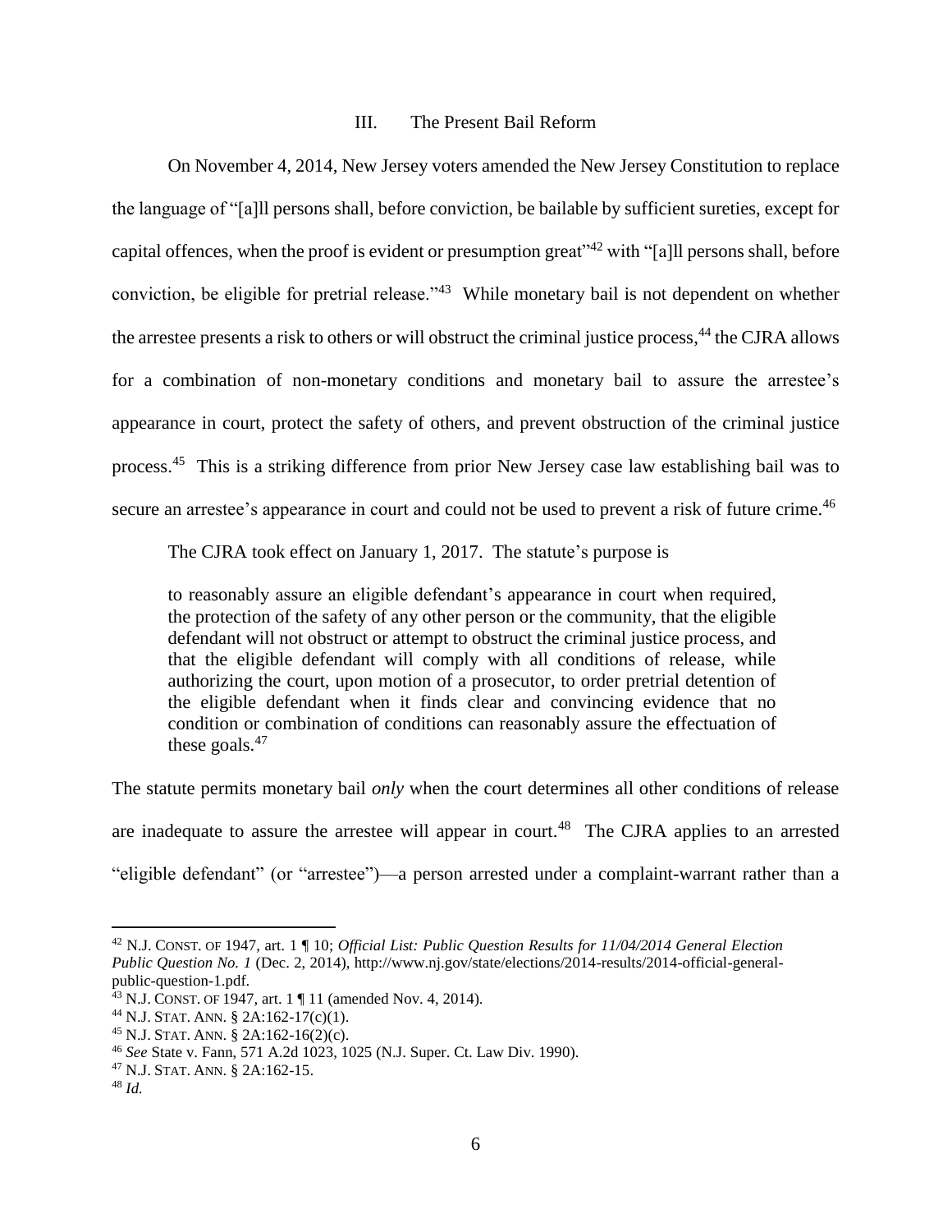## III. The Present Bail Reform

On November 4, 2014, New Jersey voters amended the New Jersey Constitution to replace the language of "[a]ll persons shall, before conviction, be bailable by sufficient sureties, except for capital offences, when the proof is evident or presumption great"[42] with "[a]ll persons shall, before conviction, be eligible for pretrial release."[43] While monetary bail is not dependent on whether the arrestee presents a risk to others or will obstruct the criminal justice process,[44] the CJRA allows for a combination of non-monetary conditions and monetary bail to assure the arrestee's appearance in court, protect the safety of others, and prevent obstruction of the criminal justice process.[45] This is a striking difference from prior New Jersey case law establishing bail was to secure an arrestee's appearance in court and could not be used to prevent a risk of future crime.[46]

The CJRA took effect on January 1, 2017. The statute's purpose is

> to reasonably assure an eligible defendant's appearance in court when required, the protection of the safety of any other person or the community, that the eligible defendant will not obstruct or attempt to obstruct the criminal justice process, and that the eligible defendant will comply with all conditions of release, while authorizing the court, upon motion of a prosecutor, to order pretrial detention of the eligible defendant when it finds clear and convincing evidence that no condition or combination of conditions can reasonably assure the effectuation of these goals.[47]

The statute permits monetary bail *only* when the court determines all other conditions of release are inadequate to assure the arrestee will appear in court.[48] The CJRA applies to an arrested "eligible defendant" (or "arrestee")—a person arrested under a complaint-warrant rather than a

---

[42] N.J. CONST. OF 1947, art. 1 ¶ 10; *Official List: Public Question Results for 11/04/2014 General Election Public Question No. 1* (Dec. 2, 2014), http://www.nj.gov/state/elections/2014-results/2014-official-general-public-question-1.pdf.

[43] N.J. CONST. OF 1947, art. 1 ¶ 11 (amended Nov. 4, 2014).

[44] N.J. STAT. ANN. § 2A:162-17(c)(1).

[45] N.J. STAT. ANN. § 2A:162-16(2)(c).

[46] *See* State v. Fann, 571 A.2d 1023, 1025 (N.J. Super. Ct. Law Div. 1990).

[47] N.J. STAT. ANN. § 2A:162-15.

[48] *Id.*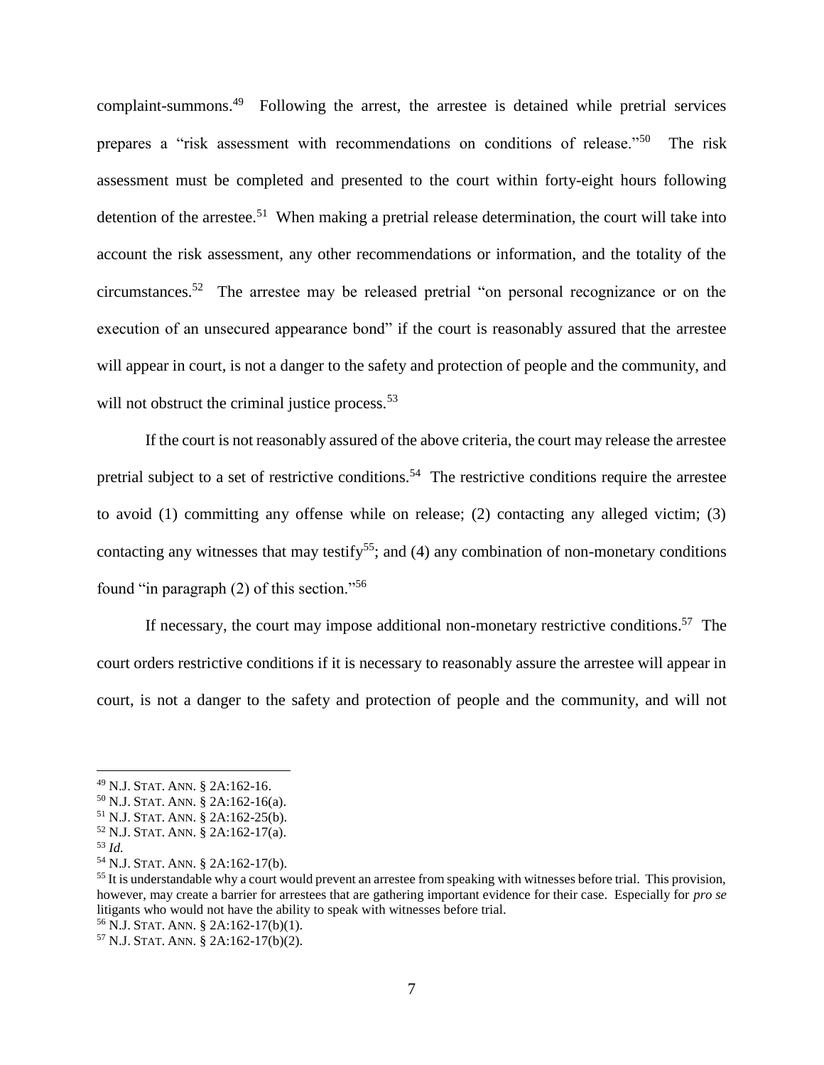complaint-summons.[49] Following the arrest, the arrestee is detained while pretrial services prepares a "risk assessment with recommendations on conditions of release."[50] The risk assessment must be completed and presented to the court within forty-eight hours following detention of the arrestee.[51] When making a pretrial release determination, the court will take into account the risk assessment, any other recommendations or information, and the totality of the circumstances.[52] The arrestee may be released pretrial "on personal recognizance or on the execution of an unsecured appearance bond" if the court is reasonably assured that the arrestee will appear in court, is not a danger to the safety and protection of people and the community, and will not obstruct the criminal justice process.[53]

If the court is not reasonably assured of the above criteria, the court may release the arrestee pretrial subject to a set of restrictive conditions.[54] The restrictive conditions require the arrestee to avoid (1) committing any offense while on release; (2) contacting any alleged victim; (3) contacting any witnesses that may testify[55]; and (4) any combination of non-monetary conditions found "in paragraph (2) of this section."[56]

If necessary, the court may impose additional non-monetary restrictive conditions.[57] The court orders restrictive conditions if it is necessary to reasonably assure the arrestee will appear in court, is not a danger to the safety and protection of people and the community, and will not

---

[49] N.J. STAT. ANN. § 2A:162-16.

[50] N.J. STAT. ANN. § 2A:162-16(a).

[51] N.J. STAT. ANN. § 2A:162-25(b).

[52] N.J. STAT. ANN. § 2A:162-17(a).

[53] *Id.*

[54] N.J. STAT. ANN. § 2A:162-17(b).

[55] It is understandable why a court would prevent an arrestee from speaking with witnesses before trial. This provision, however, may create a barrier for arrestees that are gathering important evidence for their case. Especially for *pro se* litigants who would not have the ability to speak with witnesses before trial.

[56] N.J. STAT. ANN. § 2A:162-17(b)(1).

[57] N.J. STAT. ANN. § 2A:162-17(b)(2).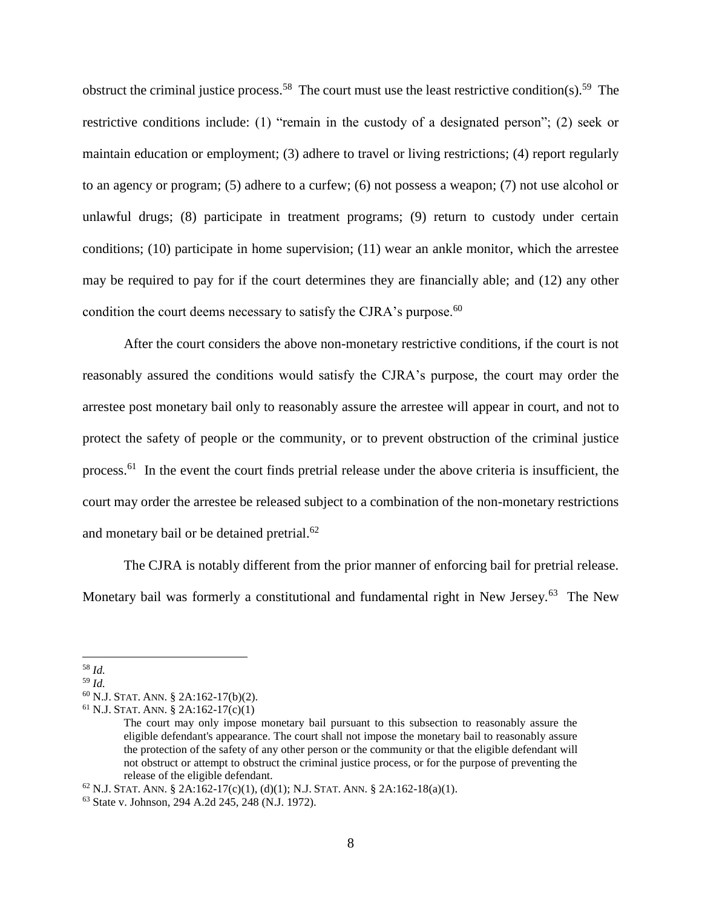obstruct the criminal justice process.[58] The court must use the least restrictive condition(s).[59] The restrictive conditions include: (1) "remain in the custody of a designated person"; (2) seek or maintain education or employment; (3) adhere to travel or living restrictions; (4) report regularly to an agency or program; (5) adhere to a curfew; (6) not possess a weapon; (7) not use alcohol or unlawful drugs; (8) participate in treatment programs; (9) return to custody under certain conditions; (10) participate in home supervision; (11) wear an ankle monitor, which the arrestee may be required to pay for if the court determines they are financially able; and (12) any other condition the court deems necessary to satisfy the CJRA's purpose.[60]

After the court considers the above non-monetary restrictive conditions, if the court is not reasonably assured the conditions would satisfy the CJRA's purpose, the court may order the arrestee post monetary bail only to reasonably assure the arrestee will appear in court, and not to protect the safety of people or the community, or to prevent obstruction of the criminal justice process.[61] In the event the court finds pretrial release under the above criteria is insufficient, the court may order the arrestee be released subject to a combination of the non-monetary restrictions and monetary bail or be detained pretrial.[62]

The CJRA is notably different from the prior manner of enforcing bail for pretrial release. Monetary bail was formerly a constitutional and fundamental right in New Jersey.[63] The New

---

[58] *Id.*

[59] *Id.*

[60] N.J. STAT. ANN. § 2A:162-17(b)(2).

[61] N.J. STAT. ANN. § 2A:162-17(c)(1)

> The court may only impose monetary bail pursuant to this subsection to reasonably assure the eligible defendant's appearance. The court shall not impose the monetary bail to reasonably assure the protection of the safety of any other person or the community or that the eligible defendant will not obstruct or attempt to obstruct the criminal justice process, or for the purpose of preventing the release of the eligible defendant.

[62] N.J. STAT. ANN. § 2A:162-17(c)(1), (d)(1); N.J. STAT. ANN. § 2A:162-18(a)(1).

[63] State v. Johnson, 294 A.2d 245, 248 (N.J. 1972).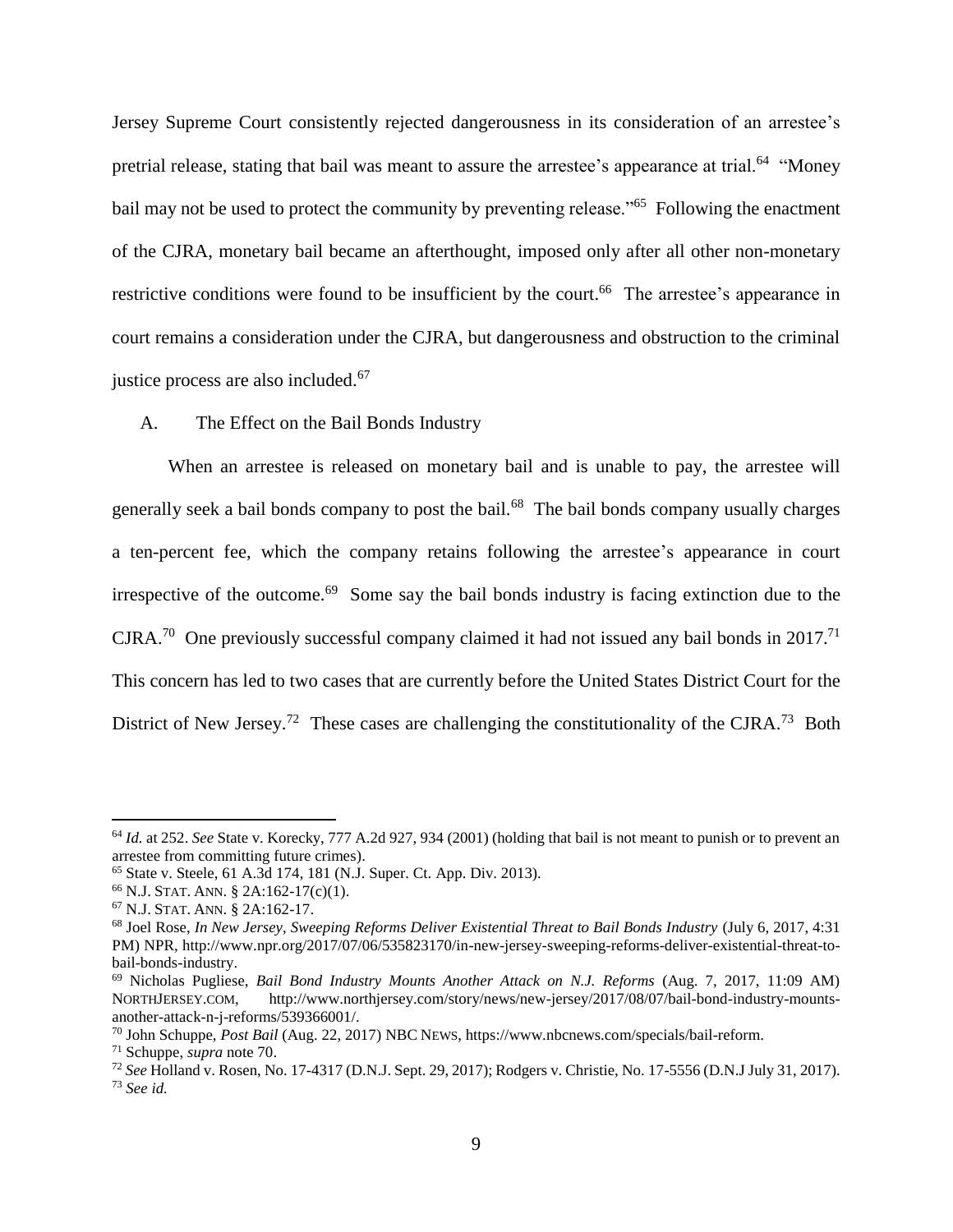Jersey Supreme Court consistently rejected dangerousness in its consideration of an arrestee's pretrial release, stating that bail was meant to assure the arrestee's appearance at trial.[64] "Money bail may not be used to protect the community by preventing release."[65] Following the enactment of the CJRA, monetary bail became an afterthought, imposed only after all other non-monetary restrictive conditions were found to be insufficient by the court.[66] The arrestee's appearance in court remains a consideration under the CJRA, but dangerousness and obstruction to the criminal justice process are also included.[67]

### A. The Effect on the Bail Bonds Industry

When an arrestee is released on monetary bail and is unable to pay, the arrestee will generally seek a bail bonds company to post the bail.[68] The bail bonds company usually charges a ten-percent fee, which the company retains following the arrestee's appearance in court irrespective of the outcome.[69] Some say the bail bonds industry is facing extinction due to the CJRA.[70] One previously successful company claimed it had not issued any bail bonds in 2017.[71] This concern has led to two cases that are currently before the United States District Court for the District of New Jersey.[72] These cases are challenging the constitutionality of the CJRA.[73] Both

---

[64] *Id.* at 252. *See* State v. Korecky, 777 A.2d 927, 934 (2001) (holding that bail is not meant to punish or to prevent an arrestee from committing future crimes).

[65] State v. Steele, 61 A.3d 174, 181 (N.J. Super. Ct. App. Div. 2013).

[66] N.J. STAT. ANN. § 2A:162-17(c)(1).

[67] N.J. STAT. ANN. § 2A:162-17.

[68] Joel Rose, *In New Jersey, Sweeping Reforms Deliver Existential Threat to Bail Bonds Industry* (July 6, 2017, 4:31 PM) NPR, http://www.npr.org/2017/07/06/535823170/in-new-jersey-sweeping-reforms-deliver-existential-threat-to-bail-bonds-industry.

[69] Nicholas Pugliese, *Bail Bond Industry Mounts Another Attack on N.J. Reforms* (Aug. 7, 2017, 11:09 AM) NORTHJERSEY.COM, http://www.northjersey.com/story/news/new-jersey/2017/08/07/bail-bond-industry-mounts-another-attack-n-j-reforms/539366001/.

[70] John Schuppe, *Post Bail* (Aug. 22, 2017) NBC NEWS, https://www.nbcnews.com/specials/bail-reform.

[71] Schuppe, *supra* note 70.

[72] *See* Holland v. Rosen, No. 17-4317 (D.N.J. Sept. 29, 2017); Rodgers v. Christie, No. 17-5556 (D.N.J July 31, 2017).

[73] *See id.*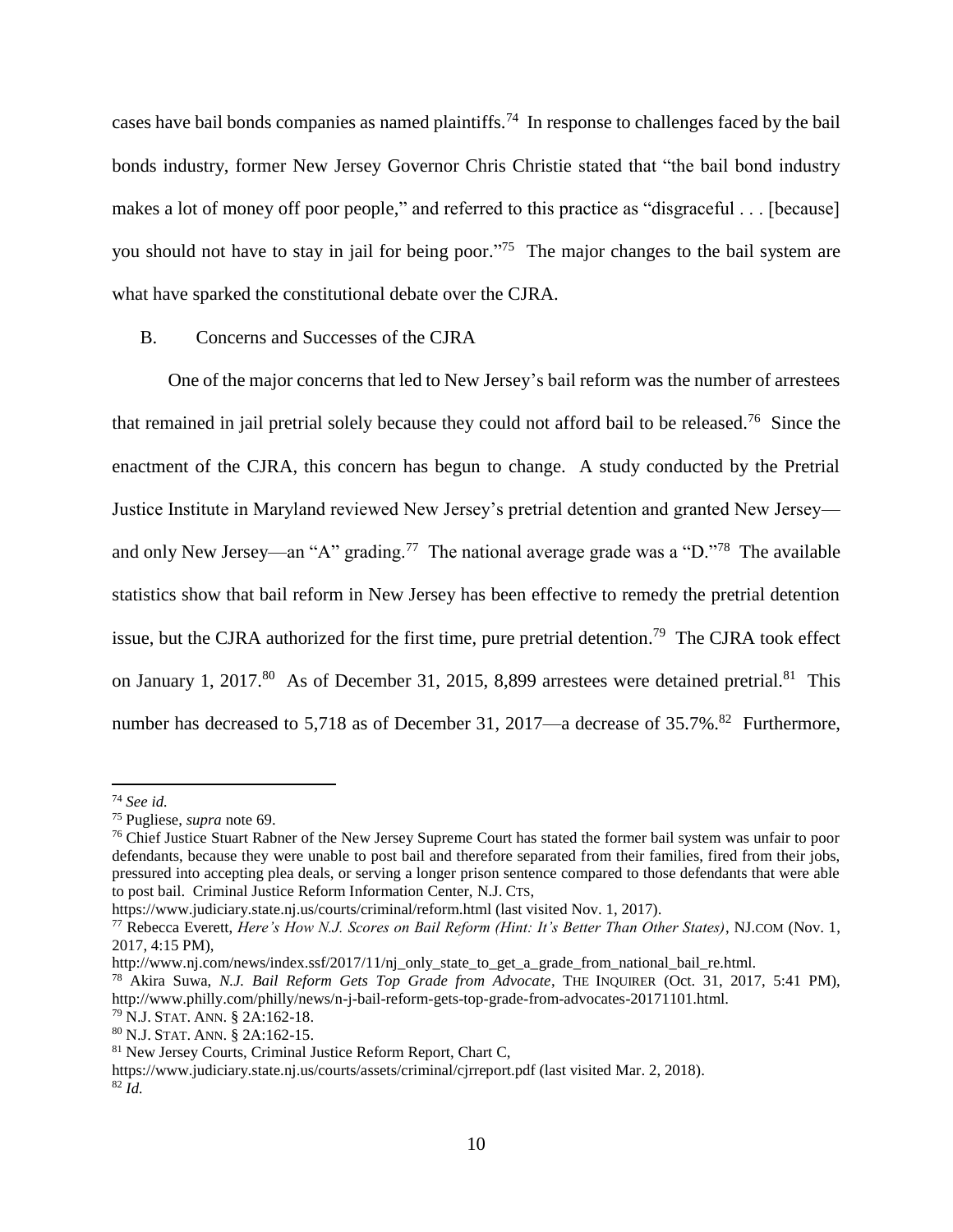cases have bail bonds companies as named plaintiffs.[74] In response to challenges faced by the bail bonds industry, former New Jersey Governor Chris Christie stated that "the bail bond industry makes a lot of money off poor people," and referred to this practice as "disgraceful . . . [because] you should not have to stay in jail for being poor."[75] The major changes to the bail system are what have sparked the constitutional debate over the CJRA.

## B. Concerns and Successes of the CJRA

One of the major concerns that led to New Jersey's bail reform was the number of arrestees that remained in jail pretrial solely because they could not afford bail to be released.[76] Since the enactment of the CJRA, this concern has begun to change. A study conducted by the Pretrial Justice Institute in Maryland reviewed New Jersey's pretrial detention and granted New Jersey—and only New Jersey—an "A" grading.[77] The national average grade was a "D."[78] The available statistics show that bail reform in New Jersey has been effective to remedy the pretrial detention issue, but the CJRA authorized for the first time, pure pretrial detention.[79] The CJRA took effect on January 1, 2017.[80] As of December 31, 2015, 8,899 arrestees were detained pretrial.[81] This number has decreased to 5,718 as of December 31, 2017—a decrease of 35.7%.[82] Furthermore,

---

[74] *See id.*

[75] Pugliese, *supra* note 69.

[76] Chief Justice Stuart Rabner of the New Jersey Supreme Court has stated the former bail system was unfair to poor defendants, because they were unable to post bail and therefore separated from their families, fired from their jobs, pressured into accepting plea deals, or serving a longer prison sentence compared to those defendants that were able to post bail. Criminal Justice Reform Information Center, N.J. CTS, https://www.judiciary.state.nj.us/courts/criminal/reform.html (last visited Nov. 1, 2017).

[77] Rebecca Everett, *Here's How N.J. Scores on Bail Reform (Hint: It's Better Than Other States)*, NJ.COM (Nov. 1, 2017, 4:15 PM), http://www.nj.com/news/index.ssf/2017/11/nj_only_state_to_get_a_grade_from_national_bail_re.html.

[78] Akira Suwa, *N.J. Bail Reform Gets Top Grade from Advocate*, THE INQUIRER (Oct. 31, 2017, 5:41 PM), http://www.philly.com/philly/news/n-j-bail-reform-gets-top-grade-from-advocates-20171101.html.

[79] N.J. STAT. ANN. § 2A:162-18.

[80] N.J. STAT. ANN. § 2A:162-15.

[81] New Jersey Courts, Criminal Justice Reform Report, Chart C, https://www.judiciary.state.nj.us/courts/assets/criminal/cjrreport.pdf (last visited Mar. 2, 2018).

[82] *Id.*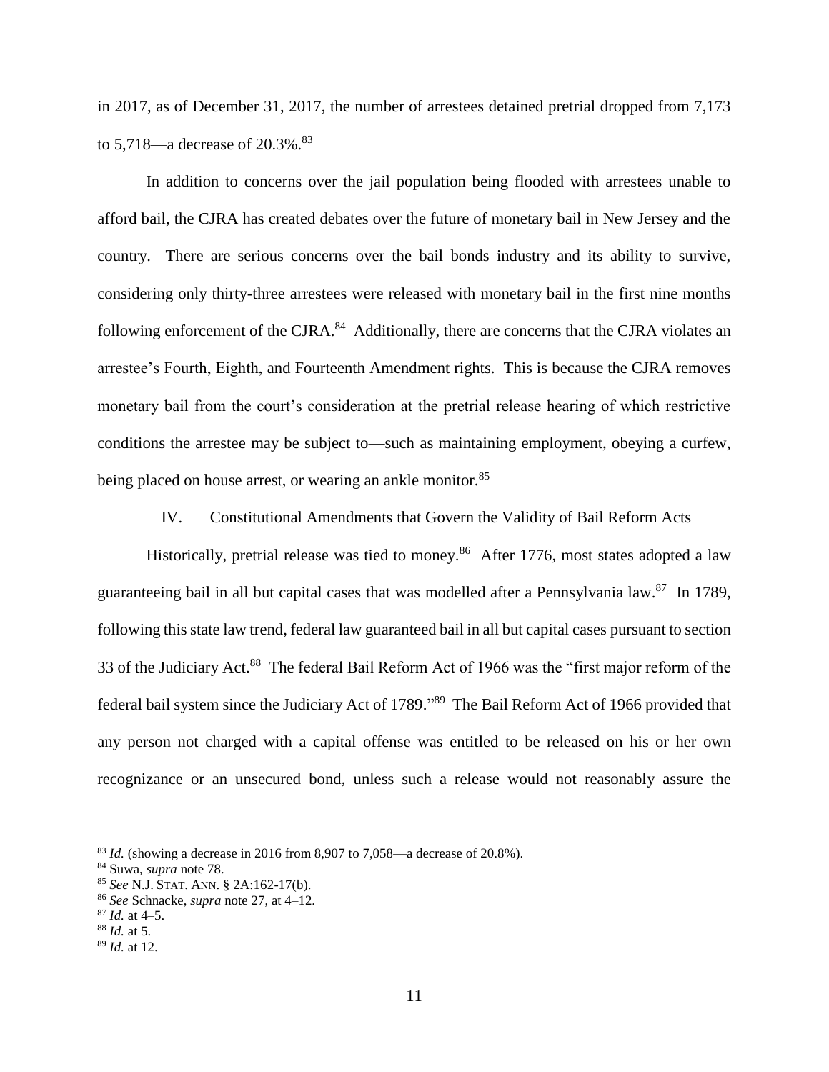in 2017, as of December 31, 2017, the number of arrestees detained pretrial dropped from 7,173 to 5,718—a decrease of 20.3%.[83]

In addition to concerns over the jail population being flooded with arrestees unable to afford bail, the CJRA has created debates over the future of monetary bail in New Jersey and the country. There are serious concerns over the bail bonds industry and its ability to survive, considering only thirty-three arrestees were released with monetary bail in the first nine months following enforcement of the CJRA.[84] Additionally, there are concerns that the CJRA violates an arrestee's Fourth, Eighth, and Fourteenth Amendment rights. This is because the CJRA removes monetary bail from the court's consideration at the pretrial release hearing of which restrictive conditions the arrestee may be subject to—such as maintaining employment, obeying a curfew, being placed on house arrest, or wearing an ankle monitor.[85]

## IV. Constitutional Amendments that Govern the Validity of Bail Reform Acts

Historically, pretrial release was tied to money.[86] After 1776, most states adopted a law guaranteeing bail in all but capital cases that was modelled after a Pennsylvania law.[87] In 1789, following this state law trend, federal law guaranteed bail in all but capital cases pursuant to section 33 of the Judiciary Act.[88] The federal Bail Reform Act of 1966 was the "first major reform of the federal bail system since the Judiciary Act of 1789."[89] The Bail Reform Act of 1966 provided that any person not charged with a capital offense was entitled to be released on his or her own recognizance or an unsecured bond, unless such a release would not reasonably assure the

---

[83] *Id.* (showing a decrease in 2016 from 8,907 to 7,058—a decrease of 20.8%).

[84] Suwa, *supra* note 78.

[85] *See* N.J. STAT. ANN. § 2A:162-17(b).

[86] *See* Schnacke, *supra* note 27, at 4–12.

[87] *Id.* at 4–5.

[88] *Id.* at 5.

[89] *Id.* at 12.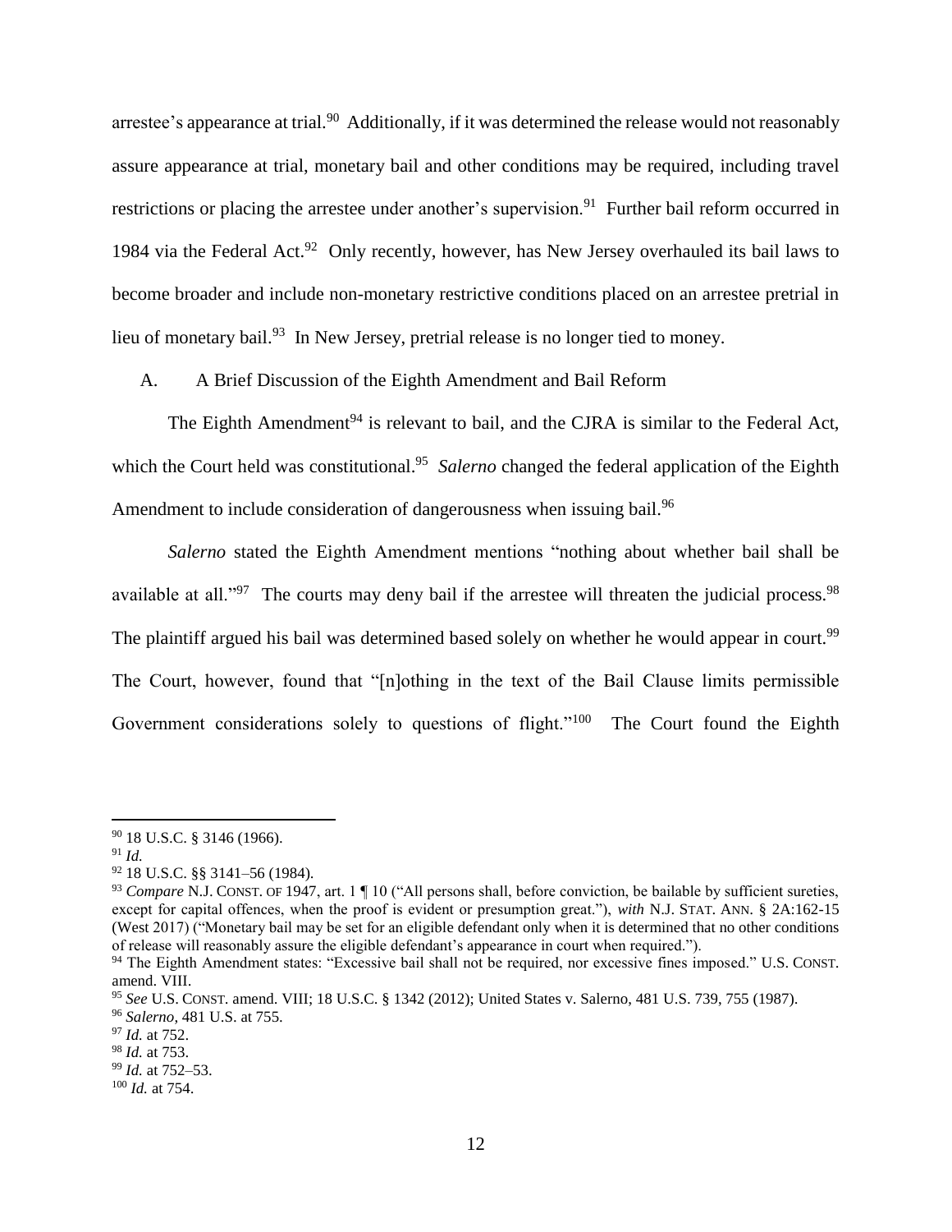arrestee's appearance at trial.[90] Additionally, if it was determined the release would not reasonably assure appearance at trial, monetary bail and other conditions may be required, including travel restrictions or placing the arrestee under another's supervision.[91] Further bail reform occurred in 1984 via the Federal Act.[92] Only recently, however, has New Jersey overhauled its bail laws to become broader and include non-monetary restrictive conditions placed on an arrestee pretrial in lieu of monetary bail.[93] In New Jersey, pretrial release is no longer tied to money.

### A. A Brief Discussion of the Eighth Amendment and Bail Reform

The Eighth Amendment[94] is relevant to bail, and the CJRA is similar to the Federal Act, which the Court held was constitutional.[95] *Salerno* changed the federal application of the Eighth Amendment to include consideration of dangerousness when issuing bail.[96]

*Salerno* stated the Eighth Amendment mentions "nothing about whether bail shall be available at all."[97] The courts may deny bail if the arrestee will threaten the judicial process.[98] The plaintiff argued his bail was determined based solely on whether he would appear in court.[99] The Court, however, found that "[n]othing in the text of the Bail Clause limits permissible Government considerations solely to questions of flight."[100] The Court found the Eighth

---

[90] 18 U.S.C. § 3146 (1966).

[91] *Id.*

[92] 18 U.S.C. §§ 3141–56 (1984).

[93] *Compare* N.J. CONST. OF 1947, art. 1 ¶ 10 ("All persons shall, before conviction, be bailable by sufficient sureties, except for capital offences, when the proof is evident or presumption great."), *with* N.J. STAT. ANN. § 2A:162-15 (West 2017) ("Monetary bail may be set for an eligible defendant only when it is determined that no other conditions of release will reasonably assure the eligible defendant's appearance in court when required.").

[94] The Eighth Amendment states: "Excessive bail shall not be required, nor excessive fines imposed." U.S. CONST. amend. VIII.

[95] *See* U.S. CONST. amend. VIII; 18 U.S.C. § 1342 (2012); United States v. Salerno, 481 U.S. 739, 755 (1987).

[96] *Salerno*, 481 U.S. at 755.

[97] *Id.* at 752.

[98] *Id.* at 753.

[99] *Id.* at 752–53.

[100] *Id.* at 754.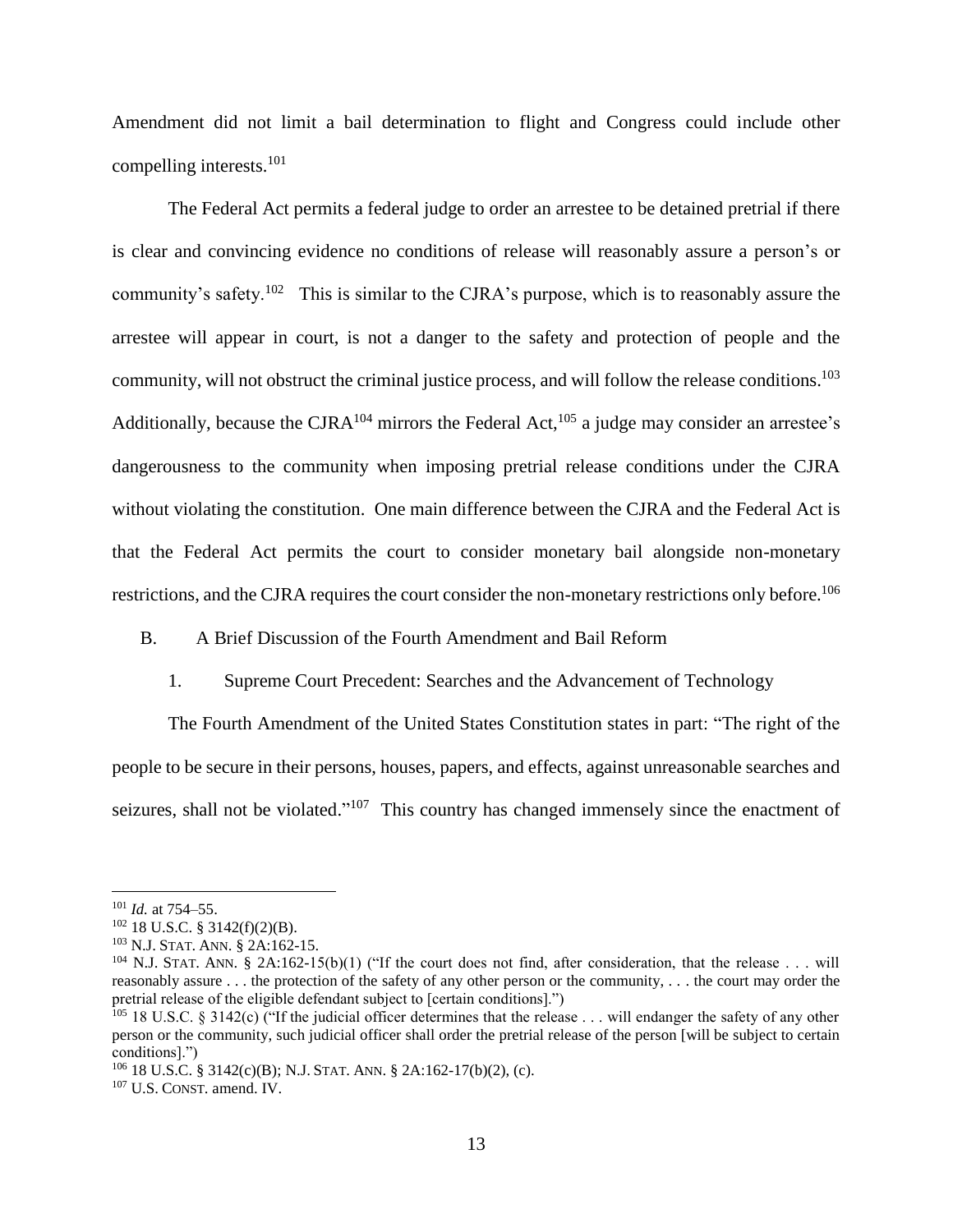Amendment did not limit a bail determination to flight and Congress could include other compelling interests.[101]

The Federal Act permits a federal judge to order an arrestee to be detained pretrial if there is clear and convincing evidence no conditions of release will reasonably assure a person's or community's safety.[102] This is similar to the CJRA's purpose, which is to reasonably assure the arrestee will appear in court, is not a danger to the safety and protection of people and the community, will not obstruct the criminal justice process, and will follow the release conditions.[103] Additionally, because the CJRA[104] mirrors the Federal Act,[105] a judge may consider an arrestee's dangerousness to the community when imposing pretrial release conditions under the CJRA without violating the constitution. One main difference between the CJRA and the Federal Act is that the Federal Act permits the court to consider monetary bail alongside non-monetary restrictions, and the CJRA requires the court consider the non-monetary restrictions only before.[106]

## B. A Brief Discussion of the Fourth Amendment and Bail Reform

### 1. Supreme Court Precedent: Searches and the Advancement of Technology

The Fourth Amendment of the United States Constitution states in part: "The right of the people to be secure in their persons, houses, papers, and effects, against unreasonable searches and seizures, shall not be violated."[107] This country has changed immensely since the enactment of

---

[101] *Id.* at 754–55.

[102] 18 U.S.C. § 3142(f)(2)(B).

[103] N.J. STAT. ANN. § 2A:162-15.

[104] N.J. STAT. ANN. § 2A:162-15(b)(1) ("If the court does not find, after consideration, that the release . . . will reasonably assure . . . the protection of the safety of any other person or the community, . . . the court may order the pretrial release of the eligible defendant subject to [certain conditions].")

[105] 18 U.S.C. § 3142(c) ("If the judicial officer determines that the release . . . will endanger the safety of any other person or the community, such judicial officer shall order the pretrial release of the person [will be subject to certain conditions].")

[106] 18 U.S.C. § 3142(c)(B); N.J. STAT. ANN. § 2A:162-17(b)(2), (c).

[107] U.S. CONST. amend. IV.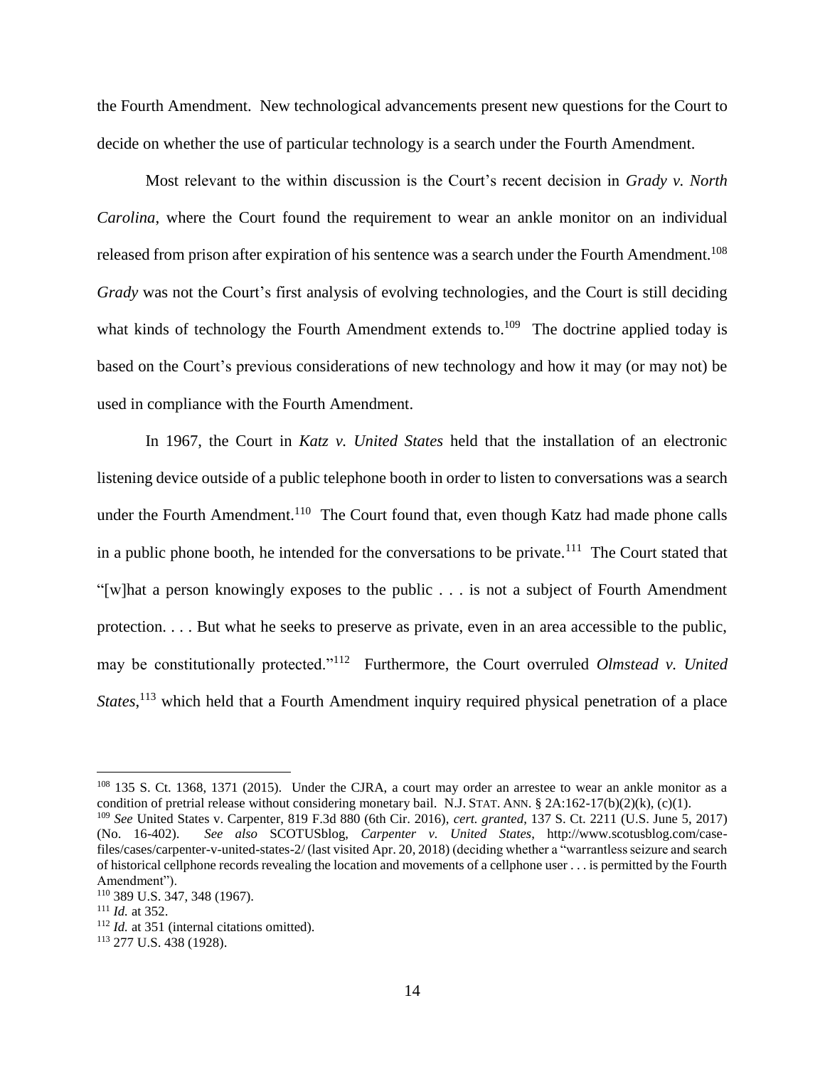the Fourth Amendment. New technological advancements present new questions for the Court to decide on whether the use of particular technology is a search under the Fourth Amendment.

Most relevant to the within discussion is the Court's recent decision in *Grady v. North Carolina*, where the Court found the requirement to wear an ankle monitor on an individual released from prison after expiration of his sentence was a search under the Fourth Amendment.[108] *Grady* was not the Court's first analysis of evolving technologies, and the Court is still deciding what kinds of technology the Fourth Amendment extends to.[109] The doctrine applied today is based on the Court's previous considerations of new technology and how it may (or may not) be used in compliance with the Fourth Amendment.

In 1967, the Court in *Katz v. United States* held that the installation of an electronic listening device outside of a public telephone booth in order to listen to conversations was a search under the Fourth Amendment.[110] The Court found that, even though Katz had made phone calls in a public phone booth, he intended for the conversations to be private.[111] The Court stated that "[w]hat a person knowingly exposes to the public . . . is not a subject of Fourth Amendment protection. . . . But what he seeks to preserve as private, even in an area accessible to the public, may be constitutionally protected."[112] Furthermore, the Court overruled *Olmstead v. United States*,[113] which held that a Fourth Amendment inquiry required physical penetration of a place

---

[108] 135 S. Ct. 1368, 1371 (2015). Under the CJRA, a court may order an arrestee to wear an ankle monitor as a condition of pretrial release without considering monetary bail. N.J. STAT. ANN. § 2A:162-17(b)(2)(k), (c)(1).

[109] *See* United States v. Carpenter, 819 F.3d 880 (6th Cir. 2016), *cert. granted*, 137 S. Ct. 2211 (U.S. June 5, 2017) (No. 16-402). *See also* SCOTUSblog, *Carpenter v. United States*, http://www.scotusblog.com/case-files/cases/carpenter-v-united-states-2/ (last visited Apr. 20, 2018) (deciding whether a "warrantless seizure and search of historical cellphone records revealing the location and movements of a cellphone user . . . is permitted by the Fourth Amendment").

[110] 389 U.S. 347, 348 (1967).

[111] *Id.* at 352.

[112] *Id.* at 351 (internal citations omitted).

[113] 277 U.S. 438 (1928).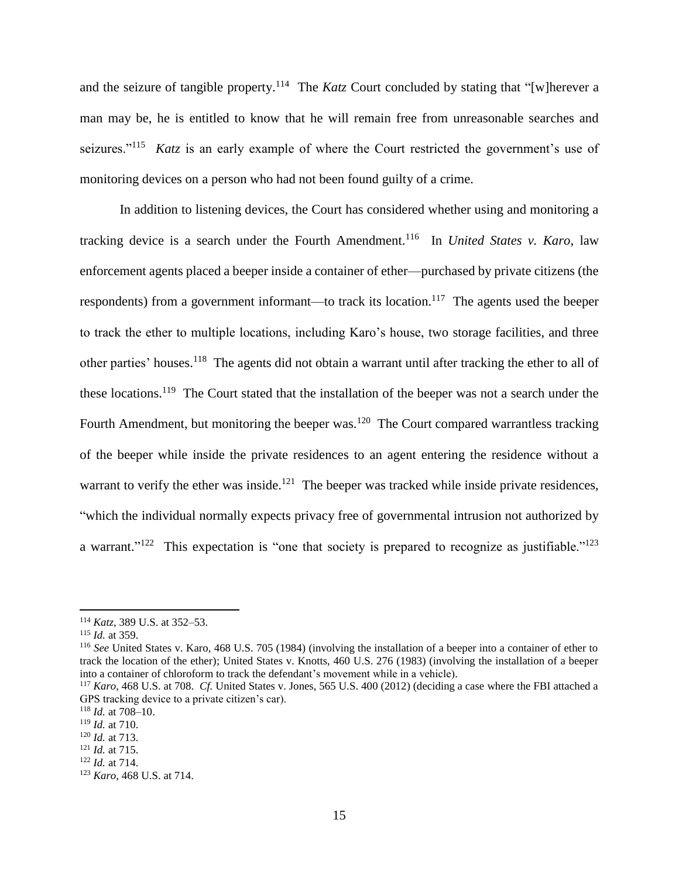and the seizure of tangible property.[114] The *Katz* Court concluded by stating that "[w]herever a man may be, he is entitled to know that he will remain free from unreasonable searches and seizures."[115] *Katz* is an early example of where the Court restricted the government's use of monitoring devices on a person who had not been found guilty of a crime.

In addition to listening devices, the Court has considered whether using and monitoring a tracking device is a search under the Fourth Amendment.[116] In *United States v. Karo*, law enforcement agents placed a beeper inside a container of ether—purchased by private citizens (the respondents) from a government informant—to track its location.[117] The agents used the beeper to track the ether to multiple locations, including Karo's house, two storage facilities, and three other parties' houses.[118] The agents did not obtain a warrant until after tracking the ether to all of these locations.[119] The Court stated that the installation of the beeper was not a search under the Fourth Amendment, but monitoring the beeper was.[120] The Court compared warrantless tracking of the beeper while inside the private residences to an agent entering the residence without a warrant to verify the ether was inside.[121] The beeper was tracked while inside private residences, "which the individual normally expects privacy free of governmental intrusion not authorized by a warrant."[122] This expectation is "one that society is prepared to recognize as justifiable."[123]

---

[114] *Katz*, 389 U.S. at 352–53.

[115] *Id.* at 359.

[116] *See* United States v. Karo, 468 U.S. 705 (1984) (involving the installation of a beeper into a container of ether to track the location of the ether); United States v. Knotts, 460 U.S. 276 (1983) (involving the installation of a beeper into a container of chloroform to track the defendant's movement while in a vehicle).

[117] *Karo*, 468 U.S. at 708. *Cf.* United States v. Jones, 565 U.S. 400 (2012) (deciding a case where the FBI attached a GPS tracking device to a private citizen's car).

[118] *Id.* at 708–10.

[119] *Id.* at 710.

[120] *Id.* at 713.

[121] *Id.* at 715.

[122] *Id.* at 714.

[123] *Karo*, 468 U.S. at 714.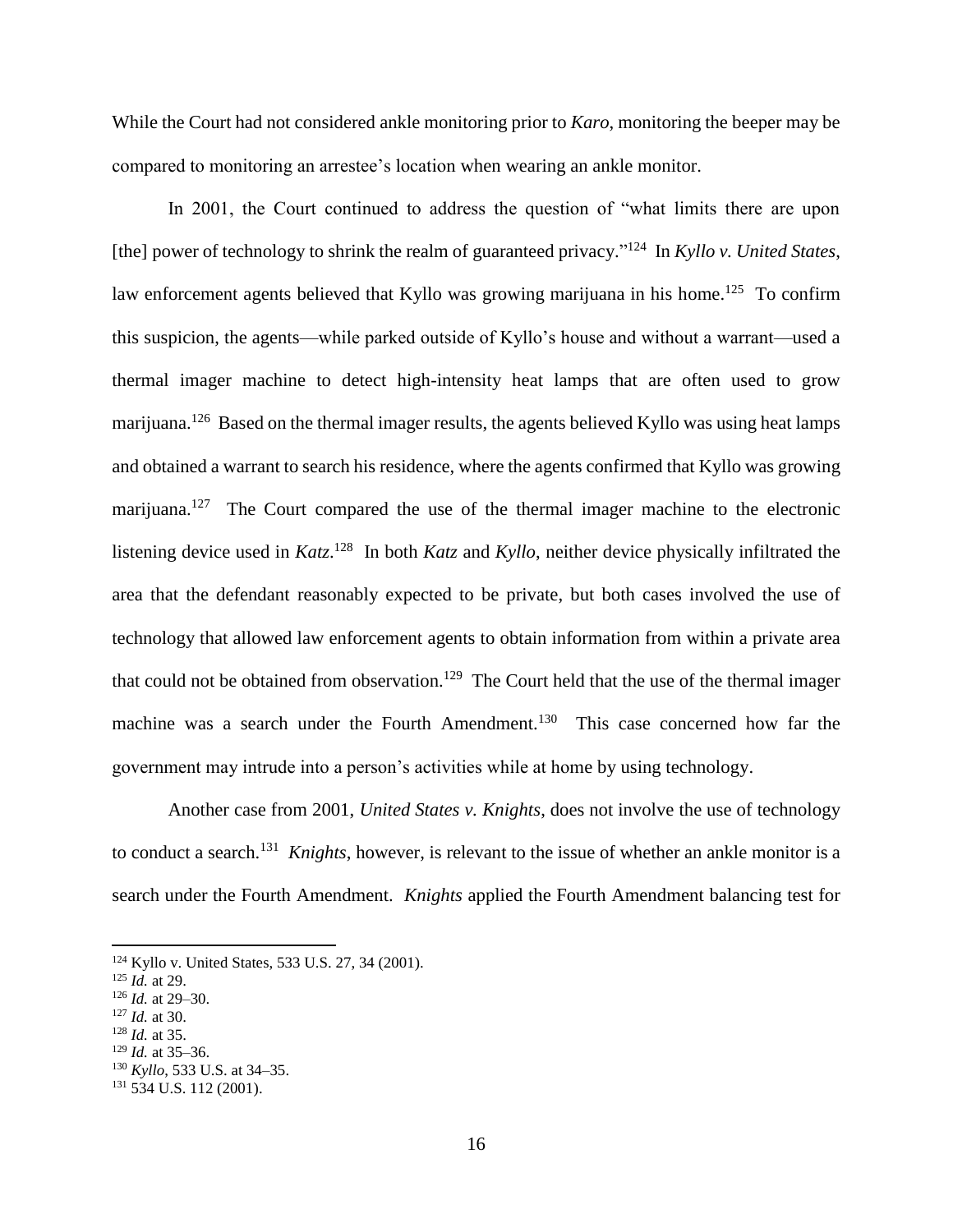While the Court had not considered ankle monitoring prior to *Karo*, monitoring the beeper may be compared to monitoring an arrestee's location when wearing an ankle monitor.

In 2001, the Court continued to address the question of "what limits there are upon [the] power of technology to shrink the realm of guaranteed privacy."[124] In *Kyllo v. United States*, law enforcement agents believed that Kyllo was growing marijuana in his home.[125] To confirm this suspicion, the agents—while parked outside of Kyllo's house and without a warrant—used a thermal imager machine to detect high-intensity heat lamps that are often used to grow marijuana.[126] Based on the thermal imager results, the agents believed Kyllo was using heat lamps and obtained a warrant to search his residence, where the agents confirmed that Kyllo was growing marijuana.[127] The Court compared the use of the thermal imager machine to the electronic listening device used in *Katz*.[128] In both *Katz* and *Kyllo*, neither device physically infiltrated the area that the defendant reasonably expected to be private, but both cases involved the use of technology that allowed law enforcement agents to obtain information from within a private area that could not be obtained from observation.[129] The Court held that the use of the thermal imager machine was a search under the Fourth Amendment.[130] This case concerned how far the government may intrude into a person's activities while at home by using technology.

Another case from 2001, *United States v. Knights*, does not involve the use of technology to conduct a search.[131] *Knights*, however, is relevant to the issue of whether an ankle monitor is a search under the Fourth Amendment. *Knights* applied the Fourth Amendment balancing test for

---

[124] Kyllo v. United States, 533 U.S. 27, 34 (2001).

[125] *Id.* at 29.

[126] *Id.* at 29–30.

[127] *Id.* at 30.

[128] *Id.* at 35.

[129] *Id.* at 35–36.

[130] *Kyllo*, 533 U.S. at 34–35.

[131] 534 U.S. 112 (2001).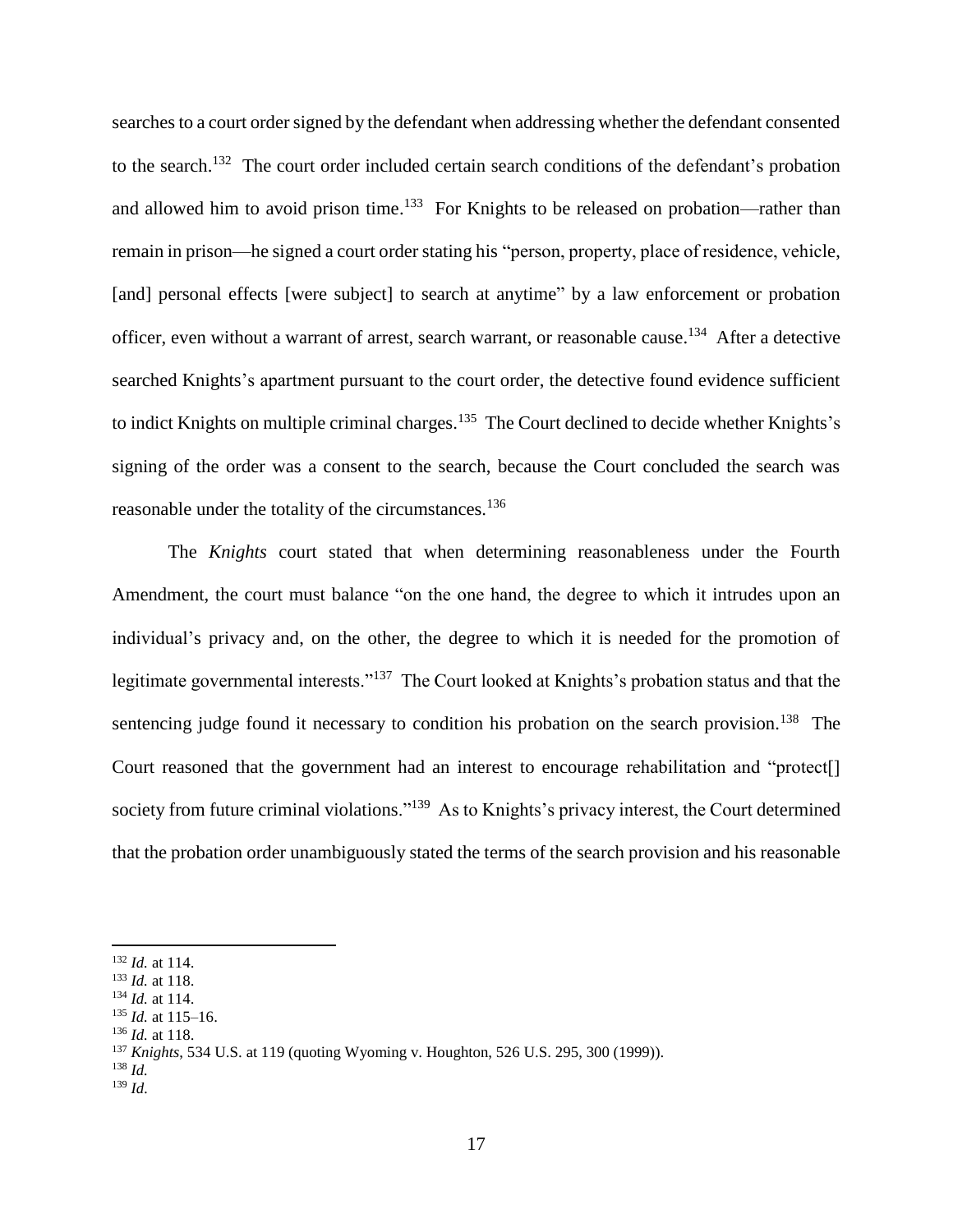searches to a court order signed by the defendant when addressing whether the defendant consented to the search.[132] The court order included certain search conditions of the defendant's probation and allowed him to avoid prison time.[133] For Knights to be released on probation—rather than remain in prison—he signed a court order stating his "person, property, place of residence, vehicle, [and] personal effects [were subject] to search at anytime" by a law enforcement or probation officer, even without a warrant of arrest, search warrant, or reasonable cause.[134] After a detective searched Knights's apartment pursuant to the court order, the detective found evidence sufficient to indict Knights on multiple criminal charges.[135] The Court declined to decide whether Knights's signing of the order was a consent to the search, because the Court concluded the search was reasonable under the totality of the circumstances.[136]

The *Knights* court stated that when determining reasonableness under the Fourth Amendment, the court must balance "on the one hand, the degree to which it intrudes upon an individual's privacy and, on the other, the degree to which it is needed for the promotion of legitimate governmental interests."[137] The Court looked at Knights's probation status and that the sentencing judge found it necessary to condition his probation on the search provision.[138] The Court reasoned that the government had an interest to encourage rehabilitation and "protect[] society from future criminal violations."[139] As to Knights's privacy interest, the Court determined that the probation order unambiguously stated the terms of the search provision and his reasonable

---

[132] *Id.* at 114.
[133] *Id.* at 118.
[134] *Id.* at 114.
[135] *Id.* at 115–16.
[136] *Id.* at 118.
[137] *Knights*, 534 U.S. at 119 (quoting Wyoming v. Houghton, 526 U.S. 295, 300 (1999)).
[138] *Id.*
[139] *Id.*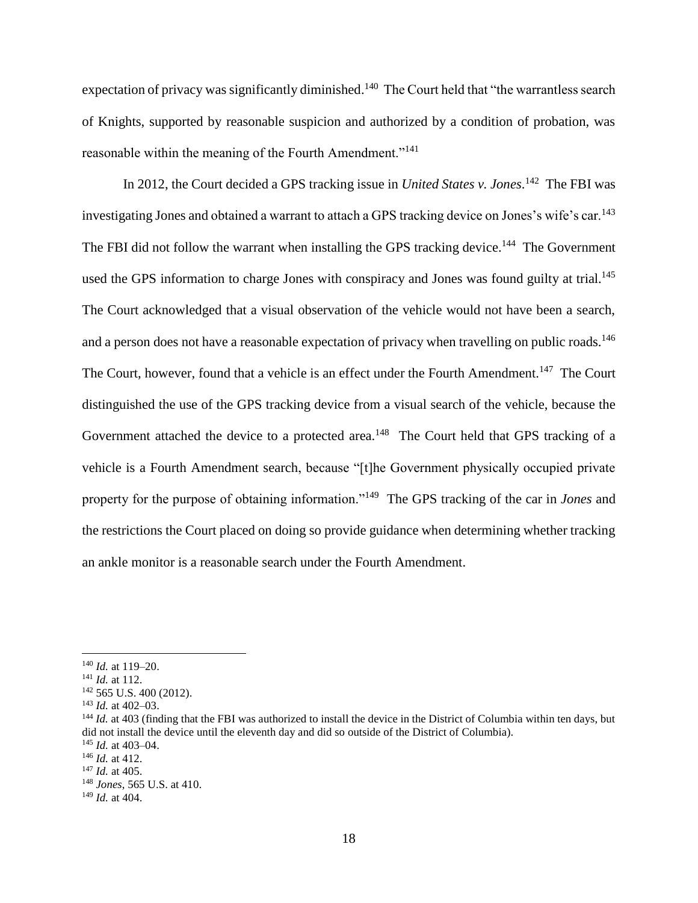expectation of privacy was significantly diminished.[140] The Court held that "the warrantless search of Knights, supported by reasonable suspicion and authorized by a condition of probation, was reasonable within the meaning of the Fourth Amendment."[141]

In 2012, the Court decided a GPS tracking issue in *United States v. Jones*.[142] The FBI was investigating Jones and obtained a warrant to attach a GPS tracking device on Jones's wife's car.[143] The FBI did not follow the warrant when installing the GPS tracking device.[144] The Government used the GPS information to charge Jones with conspiracy and Jones was found guilty at trial.[145] The Court acknowledged that a visual observation of the vehicle would not have been a search, and a person does not have a reasonable expectation of privacy when travelling on public roads.[146] The Court, however, found that a vehicle is an effect under the Fourth Amendment.[147] The Court distinguished the use of the GPS tracking device from a visual search of the vehicle, because the Government attached the device to a protected area.[148] The Court held that GPS tracking of a vehicle is a Fourth Amendment search, because "[t]he Government physically occupied private property for the purpose of obtaining information."[149] The GPS tracking of the car in *Jones* and the restrictions the Court placed on doing so provide guidance when determining whether tracking an ankle monitor is a reasonable search under the Fourth Amendment.

---

[140] *Id.* at 119–20.

[141] *Id.* at 112.

[142] 565 U.S. 400 (2012).

[143] *Id.* at 402–03.

[144] *Id.* at 403 (finding that the FBI was authorized to install the device in the District of Columbia within ten days, but did not install the device until the eleventh day and did so outside of the District of Columbia).

[145] *Id.* at 403–04.

[146] *Id.* at 412.

[147] *Id.* at 405.

[148] *Jones*, 565 U.S. at 410.

[149] *Id.* at 404.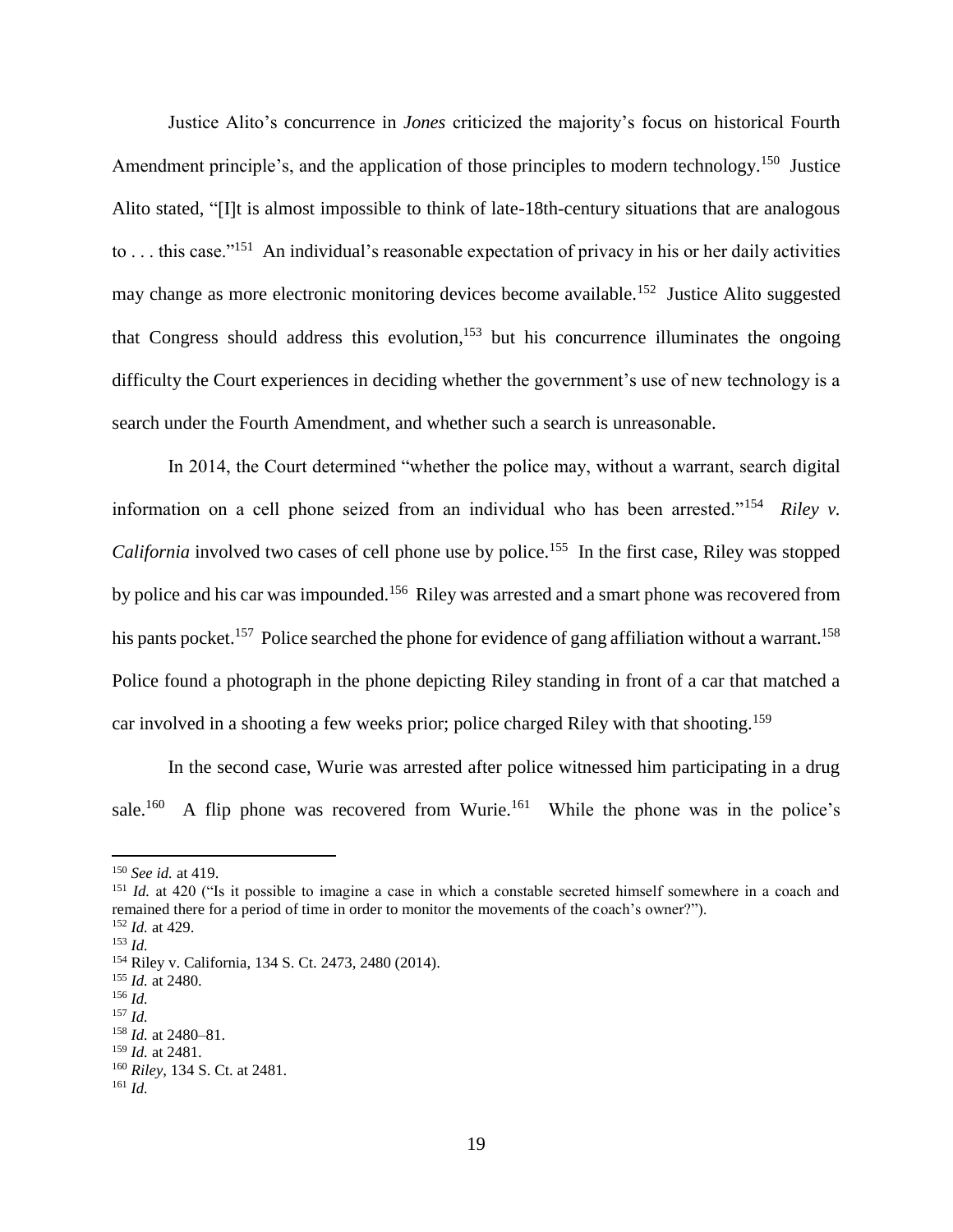Justice Alito's concurrence in *Jones* criticized the majority's focus on historical Fourth Amendment principle's, and the application of those principles to modern technology.[150] Justice Alito stated, "[I]t is almost impossible to think of late-18th-century situations that are analogous to . . . this case."[151] An individual's reasonable expectation of privacy in his or her daily activities may change as more electronic monitoring devices become available.[152] Justice Alito suggested that Congress should address this evolution,[153] but his concurrence illuminates the ongoing difficulty the Court experiences in deciding whether the government's use of new technology is a search under the Fourth Amendment, and whether such a search is unreasonable.

In 2014, the Court determined "whether the police may, without a warrant, search digital information on a cell phone seized from an individual who has been arrested."[154] *Riley v. California* involved two cases of cell phone use by police.[155] In the first case, Riley was stopped by police and his car was impounded.[156] Riley was arrested and a smart phone was recovered from his pants pocket.[157] Police searched the phone for evidence of gang affiliation without a warrant.[158] Police found a photograph in the phone depicting Riley standing in front of a car that matched a car involved in a shooting a few weeks prior; police charged Riley with that shooting.[159]

In the second case, Wurie was arrested after police witnessed him participating in a drug sale.[160] A flip phone was recovered from Wurie.[161] While the phone was in the police's

---

[150] *See id.* at 419.

[151] *Id.* at 420 ("Is it possible to imagine a case in which a constable secreted himself somewhere in a coach and remained there for a period of time in order to monitor the movements of the coach's owner?").

[152] *Id.* at 429.

[153] *Id.*

[154] Riley v. California, 134 S. Ct. 2473, 2480 (2014).

[155] *Id.* at 2480.

[156] *Id.*

[157] *Id.*

[158] *Id.* at 2480–81.

[159] *Id.* at 2481.

[160] *Riley*, 134 S. Ct. at 2481.

[161] *Id.*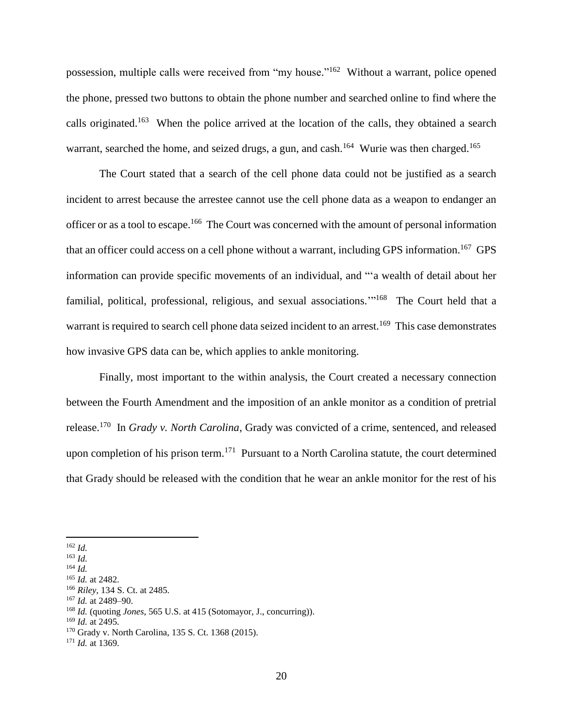possession, multiple calls were received from "my house."[162] Without a warrant, police opened the phone, pressed two buttons to obtain the phone number and searched online to find where the calls originated.[163] When the police arrived at the location of the calls, they obtained a search warrant, searched the home, and seized drugs, a gun, and cash.[164] Wurie was then charged.[165]

The Court stated that a search of the cell phone data could not be justified as a search incident to arrest because the arrestee cannot use the cell phone data as a weapon to endanger an officer or as a tool to escape.[166] The Court was concerned with the amount of personal information that an officer could access on a cell phone without a warrant, including GPS information.[167] GPS information can provide specific movements of an individual, and "'a wealth of detail about her familial, political, professional, religious, and sexual associations.'"[168] The Court held that a warrant is required to search cell phone data seized incident to an arrest.[169] This case demonstrates how invasive GPS data can be, which applies to ankle monitoring.

Finally, most important to the within analysis, the Court created a necessary connection between the Fourth Amendment and the imposition of an ankle monitor as a condition of pretrial release.[170] In *Grady v. North Carolina*, Grady was convicted of a crime, sentenced, and released upon completion of his prison term.[171] Pursuant to a North Carolina statute, the court determined that Grady should be released with the condition that he wear an ankle monitor for the rest of his

---

[162] *Id.*
[163] *Id.*
[164] *Id.*
[165] *Id.* at 2482.
[166] *Riley*, 134 S. Ct. at 2485.
[167] *Id.* at 2489–90.
[168] *Id.* (quoting *Jones*, 565 U.S. at 415 (Sotomayor, J., concurring)).
[169] *Id.* at 2495.
[170] Grady v. North Carolina, 135 S. Ct. 1368 (2015).
[171] *Id.* at 1369.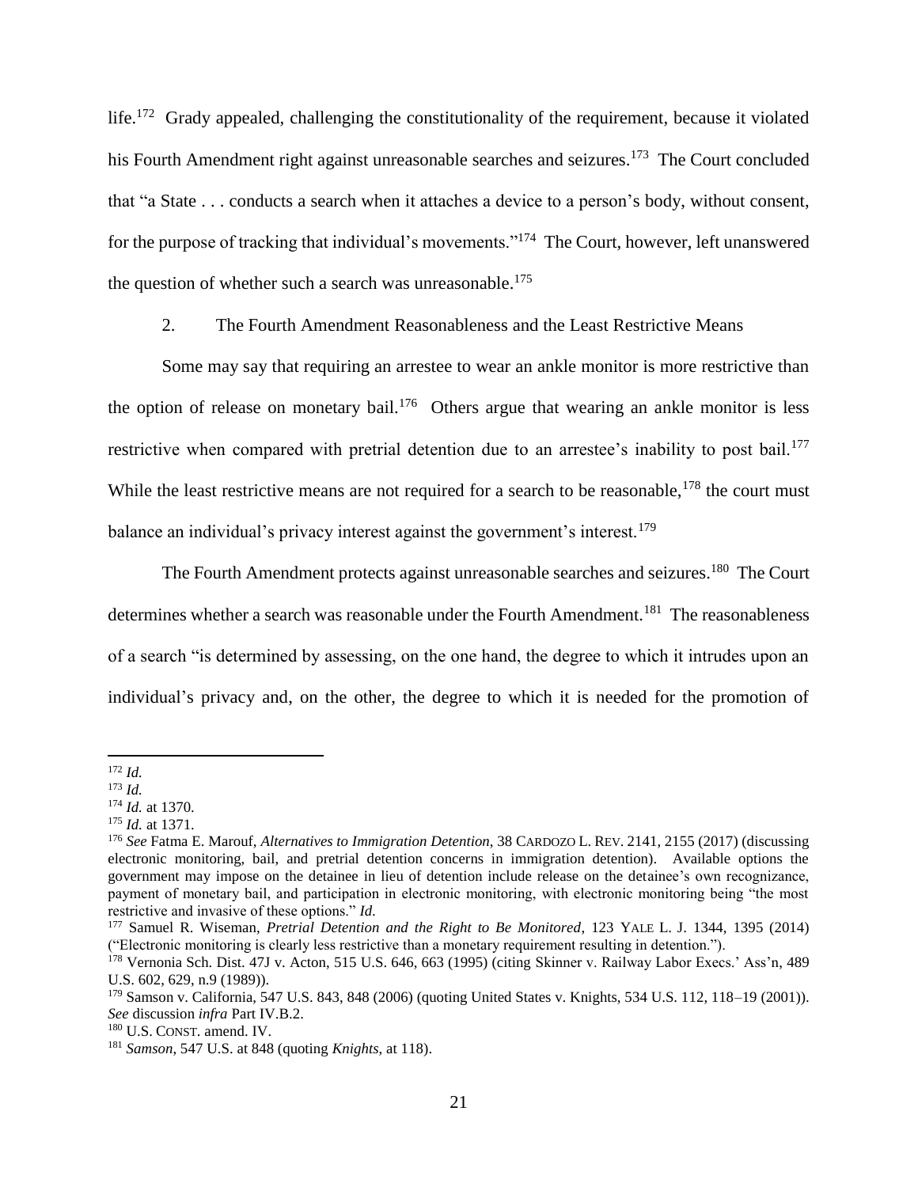life.[172] Grady appealed, challenging the constitutionality of the requirement, because it violated his Fourth Amendment right against unreasonable searches and seizures.[173] The Court concluded that "a State . . . conducts a search when it attaches a device to a person's body, without consent, for the purpose of tracking that individual's movements."[174] The Court, however, left unanswered the question of whether such a search was unreasonable.[175]

2. The Fourth Amendment Reasonableness and the Least Restrictive Means

Some may say that requiring an arrestee to wear an ankle monitor is more restrictive than the option of release on monetary bail.[176] Others argue that wearing an ankle monitor is less restrictive when compared with pretrial detention due to an arrestee's inability to post bail.[177] While the least restrictive means are not required for a search to be reasonable,[178] the court must balance an individual's privacy interest against the government's interest.[179]

The Fourth Amendment protects against unreasonable searches and seizures.[180] The Court determines whether a search was reasonable under the Fourth Amendment.[181] The reasonableness of a search "is determined by assessing, on the one hand, the degree to which it intrudes upon an individual's privacy and, on the other, the degree to which it is needed for the promotion of

---

[172] *Id.*

[173] *Id.*

[174] *Id.* at 1370.

[175] *Id.* at 1371.

[176] *See* Fatma E. Marouf, *Alternatives to Immigration Detention*, 38 CARDOZO L. REV. 2141, 2155 (2017) (discussing electronic monitoring, bail, and pretrial detention concerns in immigration detention). Available options the government may impose on the detainee in lieu of detention include release on the detainee's own recognizance, payment of monetary bail, and participation in electronic monitoring, with electronic monitoring being "the most restrictive and invasive of these options." *Id.*

[177] Samuel R. Wiseman, *Pretrial Detention and the Right to Be Monitored*, 123 YALE L. J. 1344, 1395 (2014) ("Electronic monitoring is clearly less restrictive than a monetary requirement resulting in detention.").

[178] Vernonia Sch. Dist. 47J v. Acton, 515 U.S. 646, 663 (1995) (citing Skinner v. Railway Labor Execs.' Ass'n, 489 U.S. 602, 629, n.9 (1989)).

[179] Samson v. California, 547 U.S. 843, 848 (2006) (quoting United States v. Knights, 534 U.S. 112, 118–19 (2001)). *See* discussion *infra* Part IV.B.2.

[180] U.S. CONST. amend. IV.

[181] *Samson*, 547 U.S. at 848 (quoting *Knights*, at 118).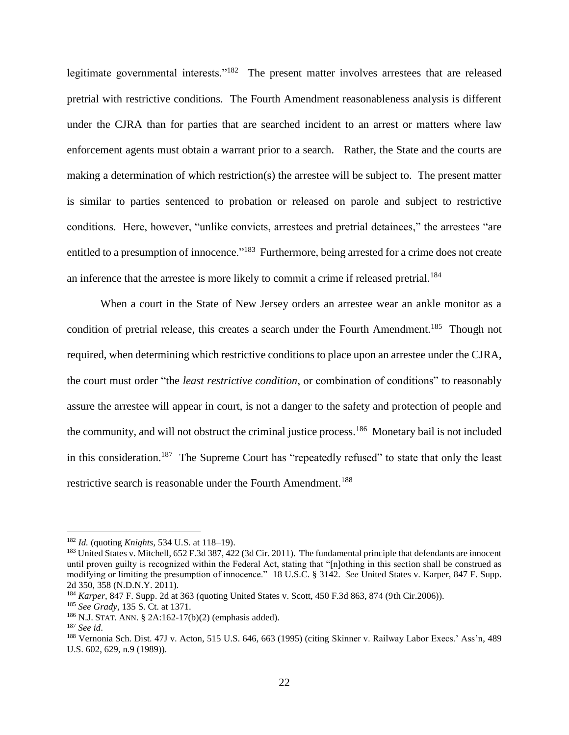legitimate governmental interests."[182] The present matter involves arrestees that are released pretrial with restrictive conditions. The Fourth Amendment reasonableness analysis is different under the CJRA than for parties that are searched incident to an arrest or matters where law enforcement agents must obtain a warrant prior to a search. Rather, the State and the courts are making a determination of which restriction(s) the arrestee will be subject to. The present matter is similar to parties sentenced to probation or released on parole and subject to restrictive conditions. Here, however, "unlike convicts, arrestees and pretrial detainees," the arrestees "are entitled to a presumption of innocence."[183] Furthermore, being arrested for a crime does not create an inference that the arrestee is more likely to commit a crime if released pretrial.[184]

When a court in the State of New Jersey orders an arrestee wear an ankle monitor as a condition of pretrial release, this creates a search under the Fourth Amendment.[185] Though not required, when determining which restrictive conditions to place upon an arrestee under the CJRA, the court must order "the *least restrictive condition*, or combination of conditions" to reasonably assure the arrestee will appear in court, is not a danger to the safety and protection of people and the community, and will not obstruct the criminal justice process.[186] Monetary bail is not included in this consideration.[187] The Supreme Court has "repeatedly refused" to state that only the least restrictive search is reasonable under the Fourth Amendment.[188]

---

[182] *Id.* (quoting *Knights*, 534 U.S. at 118–19).

[183] United States v. Mitchell, 652 F.3d 387, 422 (3d Cir. 2011). The fundamental principle that defendants are innocent until proven guilty is recognized within the Federal Act, stating that "[n]othing in this section shall be construed as modifying or limiting the presumption of innocence." 18 U.S.C. § 3142. *See* United States v. Karper, 847 F. Supp. 2d 350, 358 (N.D.N.Y. 2011).

[184] *Karper*, 847 F. Supp. 2d at 363 (quoting United States v. Scott, 450 F.3d 863, 874 (9th Cir.2006)).

[185] *See Grady*, 135 S. Ct. at 1371.

[186] N.J. STAT. ANN. § 2A:162-17(b)(2) (emphasis added).

[187] *See id*.

[188] Vernonia Sch. Dist. 47J v. Acton, 515 U.S. 646, 663 (1995) (citing Skinner v. Railway Labor Execs.' Ass'n, 489 U.S. 602, 629, n.9 (1989)).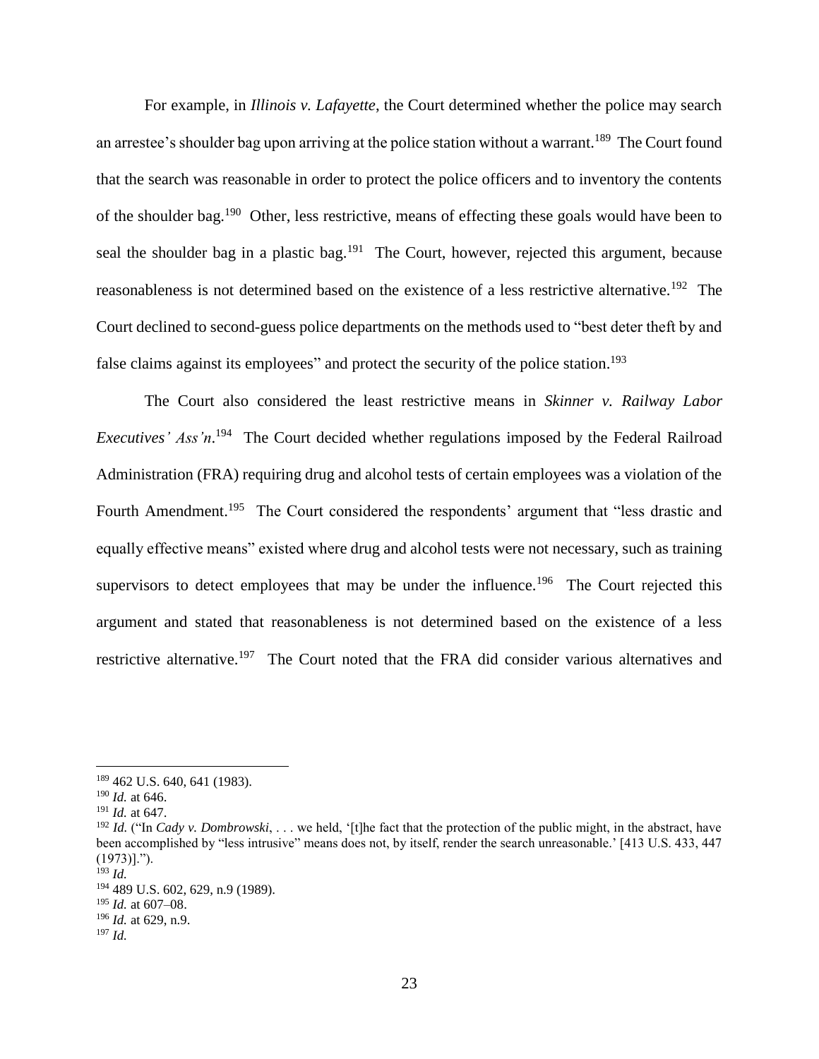For example, in *Illinois v. Lafayette*, the Court determined whether the police may search an arrestee's shoulder bag upon arriving at the police station without a warrant.[189] The Court found that the search was reasonable in order to protect the police officers and to inventory the contents of the shoulder bag.[190] Other, less restrictive, means of effecting these goals would have been to seal the shoulder bag in a plastic bag.[191] The Court, however, rejected this argument, because reasonableness is not determined based on the existence of a less restrictive alternative.[192] The Court declined to second-guess police departments on the methods used to "best deter theft by and false claims against its employees" and protect the security of the police station.[193]

The Court also considered the least restrictive means in *Skinner v. Railway Labor Executives' Ass'n*.[194] The Court decided whether regulations imposed by the Federal Railroad Administration (FRA) requiring drug and alcohol tests of certain employees was a violation of the Fourth Amendment.[195] The Court considered the respondents' argument that "less drastic and equally effective means" existed where drug and alcohol tests were not necessary, such as training supervisors to detect employees that may be under the influence.[196] The Court rejected this argument and stated that reasonableness is not determined based on the existence of a less restrictive alternative.[197] The Court noted that the FRA did consider various alternatives and

---

[189] 462 U.S. 640, 641 (1983).

[190] *Id.* at 646.

[191] *Id.* at 647.

[192] *Id.* ("In *Cady v. Dombrowski*, . . . we held, '[t]he fact that the protection of the public might, in the abstract, have been accomplished by "less intrusive" means does not, by itself, render the search unreasonable.' [413 U.S. 433, 447 (1973)].").

[193] *Id.*

[194] 489 U.S. 602, 629, n.9 (1989).

[195] *Id.* at 607–08.

[196] *Id.* at 629, n.9.

[197] *Id.*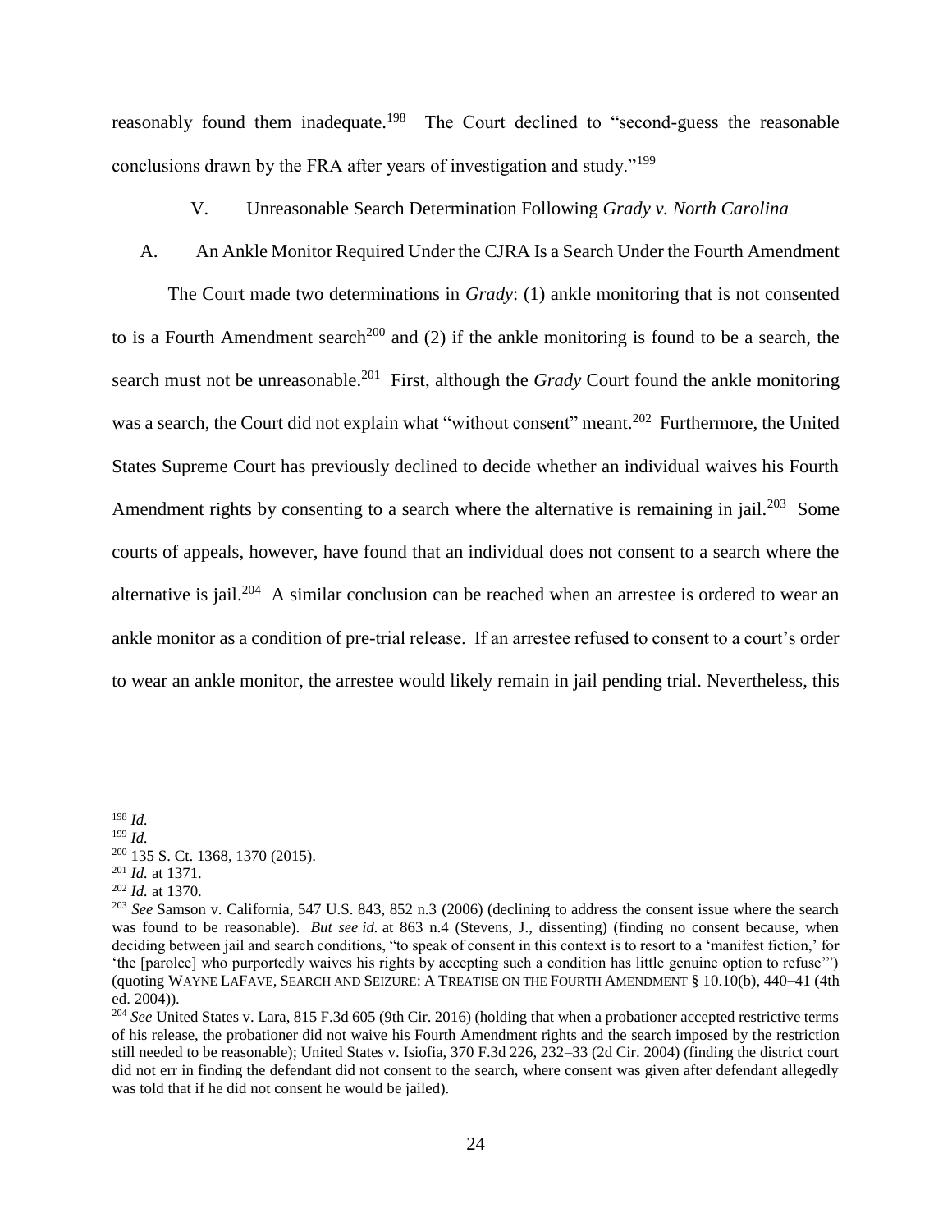reasonably found them inadequate.[198] The Court declined to "second-guess the reasonable conclusions drawn by the FRA after years of investigation and study."[199]

## V. Unreasonable Search Determination Following *Grady v. North Carolina*

### A. An Ankle Monitor Required Under the CJRA Is a Search Under the Fourth Amendment

The Court made two determinations in *Grady*: (1) ankle monitoring that is not consented to is a Fourth Amendment search[200] and (2) if the ankle monitoring is found to be a search, the search must not be unreasonable.[201] First, although the *Grady* Court found the ankle monitoring was a search, the Court did not explain what "without consent" meant.[202] Furthermore, the United States Supreme Court has previously declined to decide whether an individual waives his Fourth Amendment rights by consenting to a search where the alternative is remaining in jail.[203] Some courts of appeals, however, have found that an individual does not consent to a search where the alternative is jail.[204] A similar conclusion can be reached when an arrestee is ordered to wear an ankle monitor as a condition of pre-trial release. If an arrestee refused to consent to a court's order to wear an ankle monitor, the arrestee would likely remain in jail pending trial. Nevertheless, this

---

[198] *Id.*

[199] *Id.*

[200] 135 S. Ct. 1368, 1370 (2015).

[201] *Id.* at 1371.

[202] *Id.* at 1370.

[203] *See* Samson v. California, 547 U.S. 843, 852 n.3 (2006) (declining to address the consent issue where the search was found to be reasonable). *But see id.* at 863 n.4 (Stevens, J., dissenting) (finding no consent because, when deciding between jail and search conditions, "to speak of consent in this context is to resort to a 'manifest fiction,' for 'the [parolee] who purportedly waives his rights by accepting such a condition has little genuine option to refuse'") (quoting WAYNE LAFAVE, SEARCH AND SEIZURE: A TREATISE ON THE FOURTH AMENDMENT § 10.10(b), 440–41 (4th ed. 2004)).

[204] *See* United States v. Lara, 815 F.3d 605 (9th Cir. 2016) (holding that when a probationer accepted restrictive terms of his release, the probationer did not waive his Fourth Amendment rights and the search imposed by the restriction still needed to be reasonable); United States v. Isiofia, 370 F.3d 226, 232–33 (2d Cir. 2004) (finding the district court did not err in finding the defendant did not consent to the search, where consent was given after defendant allegedly was told that if he did not consent he would be jailed).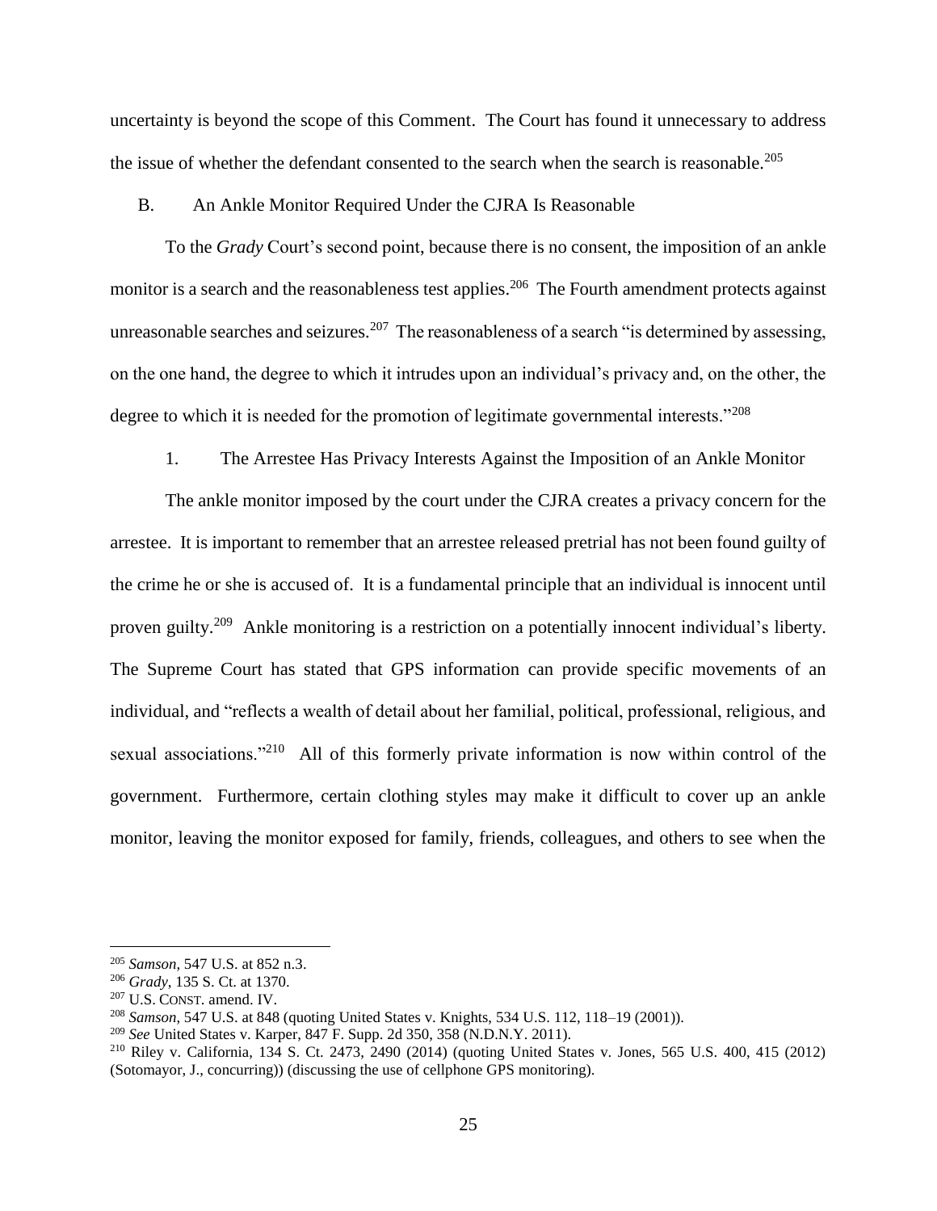uncertainty is beyond the scope of this Comment. The Court has found it unnecessary to address the issue of whether the defendant consented to the search when the search is reasonable.[205]

### B. An Ankle Monitor Required Under the CJRA Is Reasonable

To the *Grady* Court's second point, because there is no consent, the imposition of an ankle monitor is a search and the reasonableness test applies.[206] The Fourth amendment protects against unreasonable searches and seizures.[207] The reasonableness of a search "is determined by assessing, on the one hand, the degree to which it intrudes upon an individual's privacy and, on the other, the degree to which it is needed for the promotion of legitimate governmental interests."[208]

#### 1. The Arrestee Has Privacy Interests Against the Imposition of an Ankle Monitor

The ankle monitor imposed by the court under the CJRA creates a privacy concern for the arrestee. It is important to remember that an arrestee released pretrial has not been found guilty of the crime he or she is accused of. It is a fundamental principle that an individual is innocent until proven guilty.[209] Ankle monitoring is a restriction on a potentially innocent individual's liberty. The Supreme Court has stated that GPS information can provide specific movements of an individual, and "reflects a wealth of detail about her familial, political, professional, religious, and sexual associations."[210] All of this formerly private information is now within control of the government. Furthermore, certain clothing styles may make it difficult to cover up an ankle monitor, leaving the monitor exposed for family, friends, colleagues, and others to see when the

---

[205] *Samson*, 547 U.S. at 852 n.3.

[206] *Grady*, 135 S. Ct. at 1370.

[207] U.S. CONST. amend. IV.

[208] *Samson*, 547 U.S. at 848 (quoting United States v. Knights, 534 U.S. 112, 118–19 (2001)).

[209] *See* United States v. Karper, 847 F. Supp. 2d 350, 358 (N.D.N.Y. 2011).

[210] Riley v. California, 134 S. Ct. 2473, 2490 (2014) (quoting United States v. Jones, 565 U.S. 400, 415 (2012) (Sotomayor, J., concurring)) (discussing the use of cellphone GPS monitoring).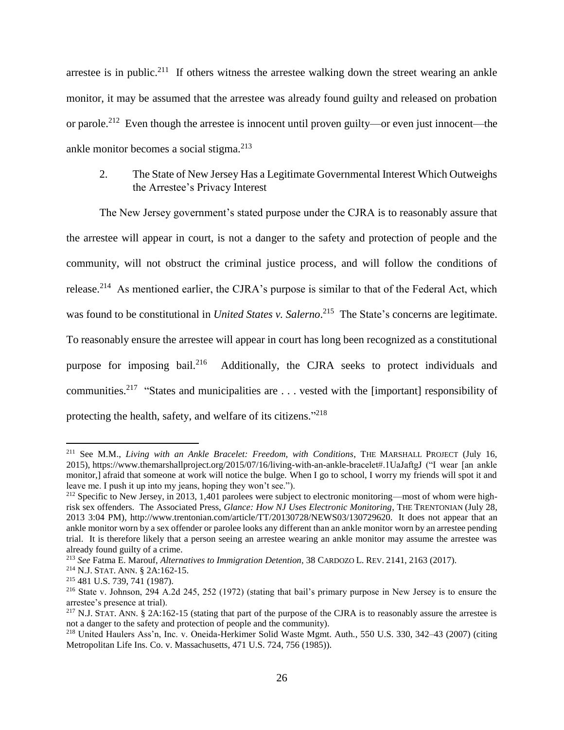arrestee is in public.[211] If others witness the arrestee walking down the street wearing an ankle monitor, it may be assumed that the arrestee was already found guilty and released on probation or parole.[212] Even though the arrestee is innocent until proven guilty—or even just innocent—the ankle monitor becomes a social stigma.[213]

### 2. The State of New Jersey Has a Legitimate Governmental Interest Which Outweighs the Arrestee's Privacy Interest

The New Jersey government's stated purpose under the CJRA is to reasonably assure that the arrestee will appear in court, is not a danger to the safety and protection of people and the community, will not obstruct the criminal justice process, and will follow the conditions of release.[214] As mentioned earlier, the CJRA's purpose is similar to that of the Federal Act, which was found to be constitutional in *United States v. Salerno*.[215] The State's concerns are legitimate. To reasonably ensure the arrestee will appear in court has long been recognized as a constitutional purpose for imposing bail.[216] Additionally, the CJRA seeks to protect individuals and communities.[217] "States and municipalities are . . . vested with the [important] responsibility of protecting the health, safety, and welfare of its citizens."[218]

---

[211] See M.M., *Living with an Ankle Bracelet: Freedom, with Conditions*, THE MARSHALL PROJECT (July 16, 2015), https://www.themarshallproject.org/2015/07/16/living-with-an-ankle-bracelet#.1UaJaftgJ ("I wear [an ankle monitor,] afraid that someone at work will notice the bulge. When I go to school, I worry my friends will spot it and leave me. I push it up into my jeans, hoping they won't see.").

[212] Specific to New Jersey, in 2013, 1,401 parolees were subject to electronic monitoring—most of whom were high-risk sex offenders. The Associated Press, *Glance: How NJ Uses Electronic Monitoring*, THE TRENTONIAN (July 28, 2013 3:04 PM), http://www.trentonian.com/article/TT/20130728/NEWS03/130729620. It does not appear that an ankle monitor worn by a sex offender or parolee looks any different than an ankle monitor worn by an arrestee pending trial. It is therefore likely that a person seeing an arrestee wearing an ankle monitor may assume the arrestee was already found guilty of a crime.

[213] *See* Fatma E. Marouf, *Alternatives to Immigration Detention*, 38 CARDOZO L. REV. 2141, 2163 (2017).

[214] N.J. STAT. ANN. § 2A:162-15.

[215] 481 U.S. 739, 741 (1987).

[216] State v. Johnson, 294 A.2d 245, 252 (1972) (stating that bail's primary purpose in New Jersey is to ensure the arrestee's presence at trial).

[217] N.J. STAT. ANN. § 2A:162-15 (stating that part of the purpose of the CJRA is to reasonably assure the arrestee is not a danger to the safety and protection of people and the community).

[218] United Haulers Ass'n, Inc. v. Oneida-Herkimer Solid Waste Mgmt. Auth., 550 U.S. 330, 342–43 (2007) (citing Metropolitan Life Ins. Co. v. Massachusetts, 471 U.S. 724, 756 (1985)).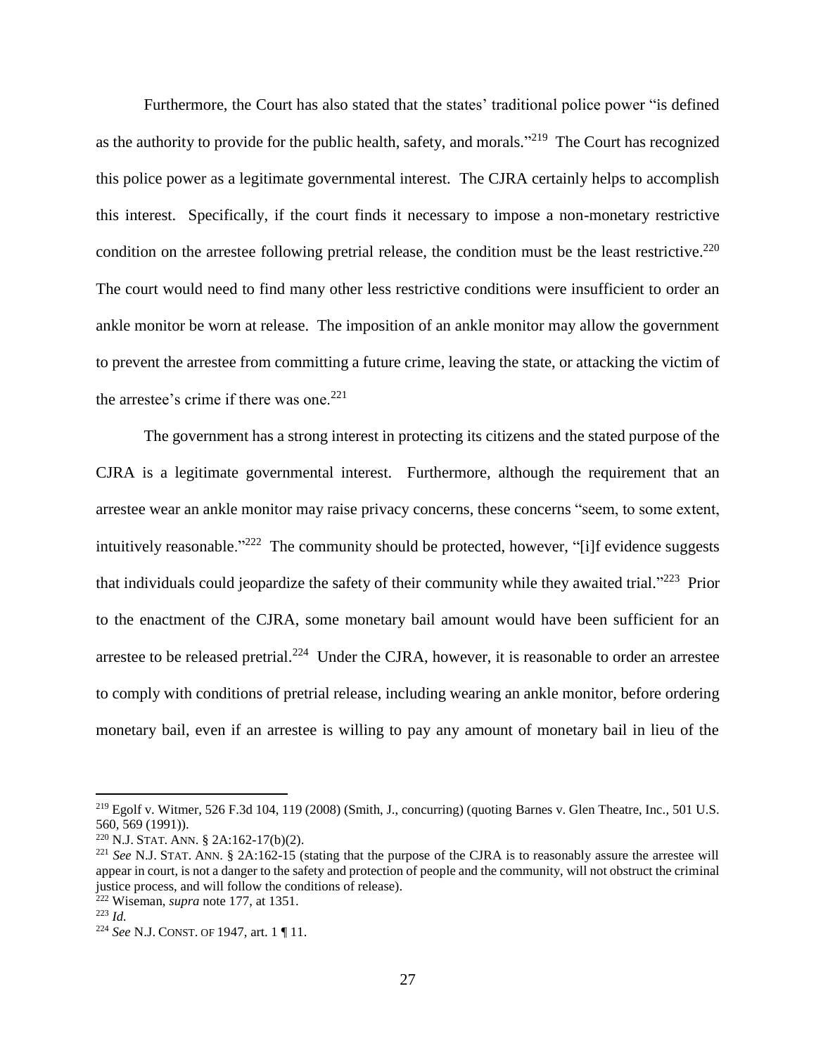Furthermore, the Court has also stated that the states' traditional police power "is defined as the authority to provide for the public health, safety, and morals."[219] The Court has recognized this police power as a legitimate governmental interest. The CJRA certainly helps to accomplish this interest. Specifically, if the court finds it necessary to impose a non-monetary restrictive condition on the arrestee following pretrial release, the condition must be the least restrictive.[220] The court would need to find many other less restrictive conditions were insufficient to order an ankle monitor be worn at release. The imposition of an ankle monitor may allow the government to prevent the arrestee from committing a future crime, leaving the state, or attacking the victim of the arrestee's crime if there was one.[221]

The government has a strong interest in protecting its citizens and the stated purpose of the CJRA is a legitimate governmental interest. Furthermore, although the requirement that an arrestee wear an ankle monitor may raise privacy concerns, these concerns "seem, to some extent, intuitively reasonable."[222] The community should be protected, however, "[i]f evidence suggests that individuals could jeopardize the safety of their community while they awaited trial."[223] Prior to the enactment of the CJRA, some monetary bail amount would have been sufficient for an arrestee to be released pretrial.[224] Under the CJRA, however, it is reasonable to order an arrestee to comply with conditions of pretrial release, including wearing an ankle monitor, before ordering monetary bail, even if an arrestee is willing to pay any amount of monetary bail in lieu of the

---

[219] Egolf v. Witmer, 526 F.3d 104, 119 (2008) (Smith, J., concurring) (quoting Barnes v. Glen Theatre, Inc., 501 U.S. 560, 569 (1991)).

[220] N.J. STAT. ANN. § 2A:162-17(b)(2).

[221] *See* N.J. STAT. ANN. § 2A:162-15 (stating that the purpose of the CJRA is to reasonably assure the arrestee will appear in court, is not a danger to the safety and protection of people and the community, will not obstruct the criminal justice process, and will follow the conditions of release).

[222] Wiseman, *supra* note 177, at 1351.

[223] *Id.*

[224] *See* N.J. CONST. OF 1947, art. 1 ¶ 11.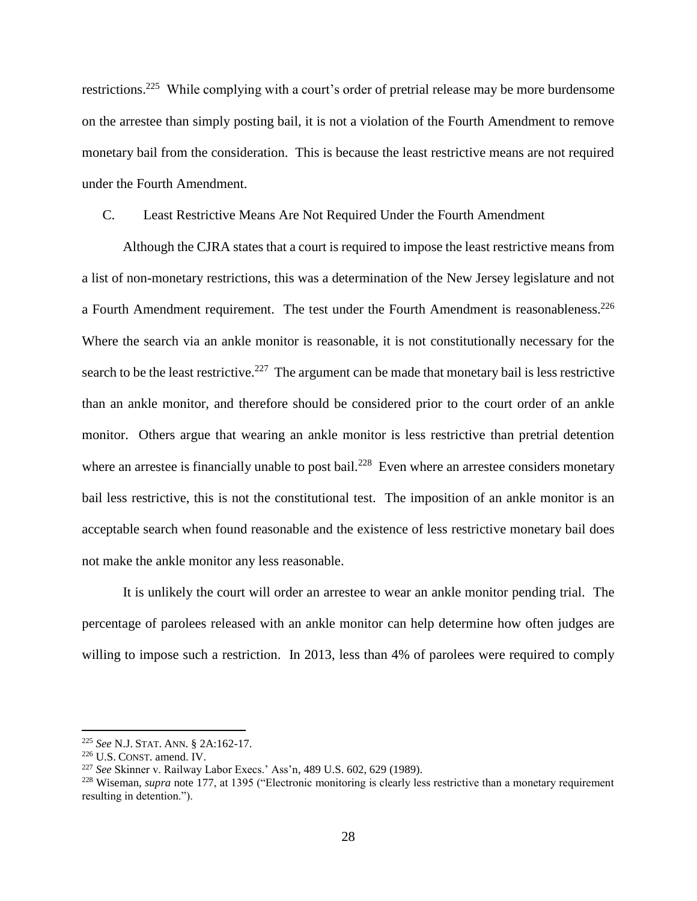restrictions.[225] While complying with a court's order of pretrial release may be more burdensome on the arrestee than simply posting bail, it is not a violation of the Fourth Amendment to remove monetary bail from the consideration. This is because the least restrictive means are not required under the Fourth Amendment.

### C. Least Restrictive Means Are Not Required Under the Fourth Amendment

Although the CJRA states that a court is required to impose the least restrictive means from a list of non-monetary restrictions, this was a determination of the New Jersey legislature and not a Fourth Amendment requirement. The test under the Fourth Amendment is reasonableness.[226] Where the search via an ankle monitor is reasonable, it is not constitutionally necessary for the search to be the least restrictive.[227] The argument can be made that monetary bail is less restrictive than an ankle monitor, and therefore should be considered prior to the court order of an ankle monitor. Others argue that wearing an ankle monitor is less restrictive than pretrial detention where an arrestee is financially unable to post bail.[228] Even where an arrestee considers monetary bail less restrictive, this is not the constitutional test. The imposition of an ankle monitor is an acceptable search when found reasonable and the existence of less restrictive monetary bail does not make the ankle monitor any less reasonable.

It is unlikely the court will order an arrestee to wear an ankle monitor pending trial. The percentage of parolees released with an ankle monitor can help determine how often judges are willing to impose such a restriction. In 2013, less than 4% of parolees were required to comply

---

[225] *See* N.J. STAT. ANN. § 2A:162-17.

[226] U.S. CONST. amend. IV.

[227] *See* Skinner v. Railway Labor Execs.' Ass'n, 489 U.S. 602, 629 (1989).

[228] Wiseman, *supra* note 177, at 1395 ("Electronic monitoring is clearly less restrictive than a monetary requirement resulting in detention.").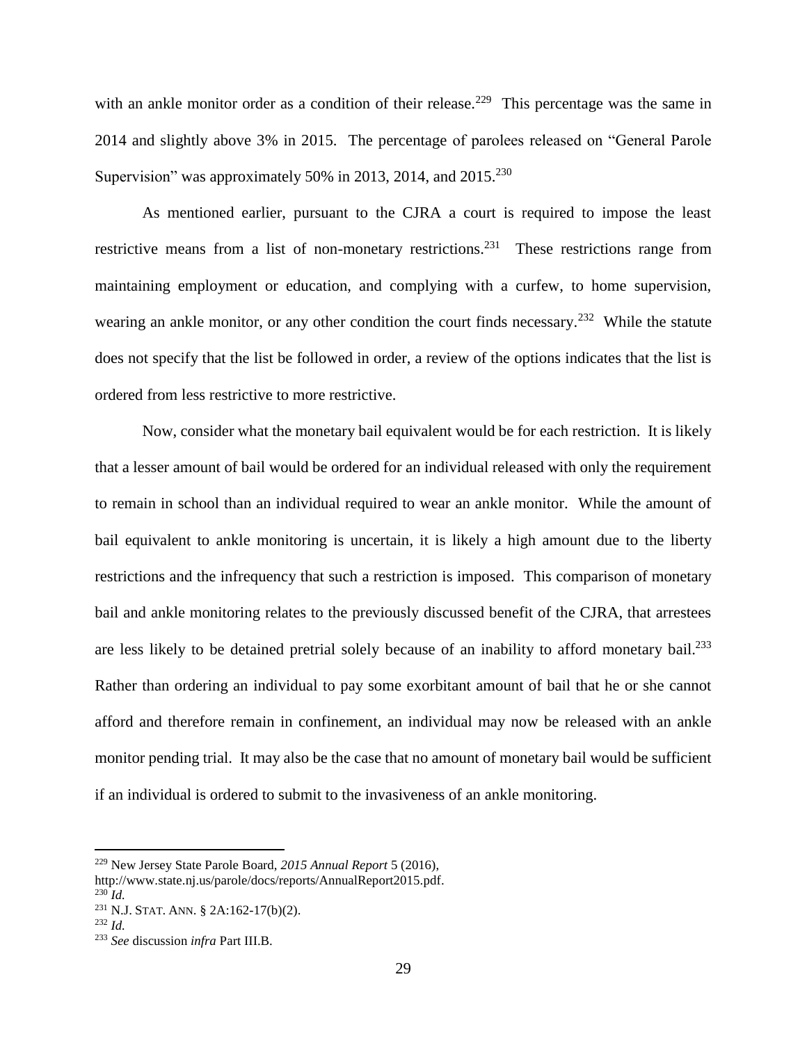with an ankle monitor order as a condition of their release.[229] This percentage was the same in 2014 and slightly above 3% in 2015. The percentage of parolees released on "General Parole Supervision" was approximately 50% in 2013, 2014, and 2015.[230]

As mentioned earlier, pursuant to the CJRA a court is required to impose the least restrictive means from a list of non-monetary restrictions.[231] These restrictions range from maintaining employment or education, and complying with a curfew, to home supervision, wearing an ankle monitor, or any other condition the court finds necessary.[232] While the statute does not specify that the list be followed in order, a review of the options indicates that the list is ordered from less restrictive to more restrictive.

Now, consider what the monetary bail equivalent would be for each restriction. It is likely that a lesser amount of bail would be ordered for an individual released with only the requirement to remain in school than an individual required to wear an ankle monitor. While the amount of bail equivalent to ankle monitoring is uncertain, it is likely a high amount due to the liberty restrictions and the infrequency that such a restriction is imposed. This comparison of monetary bail and ankle monitoring relates to the previously discussed benefit of the CJRA, that arrestees are less likely to be detained pretrial solely because of an inability to afford monetary bail.[233] Rather than ordering an individual to pay some exorbitant amount of bail that he or she cannot afford and therefore remain in confinement, an individual may now be released with an ankle monitor pending trial. It may also be the case that no amount of monetary bail would be sufficient if an individual is ordered to submit to the invasiveness of an ankle monitoring.

---

[229] New Jersey State Parole Board, *2015 Annual Report* 5 (2016), http://www.state.nj.us/parole/docs/reports/AnnualReport2015.pdf.

[230] *Id.*

[231] N.J. STAT. ANN. § 2A:162-17(b)(2).

[232] *Id.*

[233] *See* discussion *infra* Part III.B.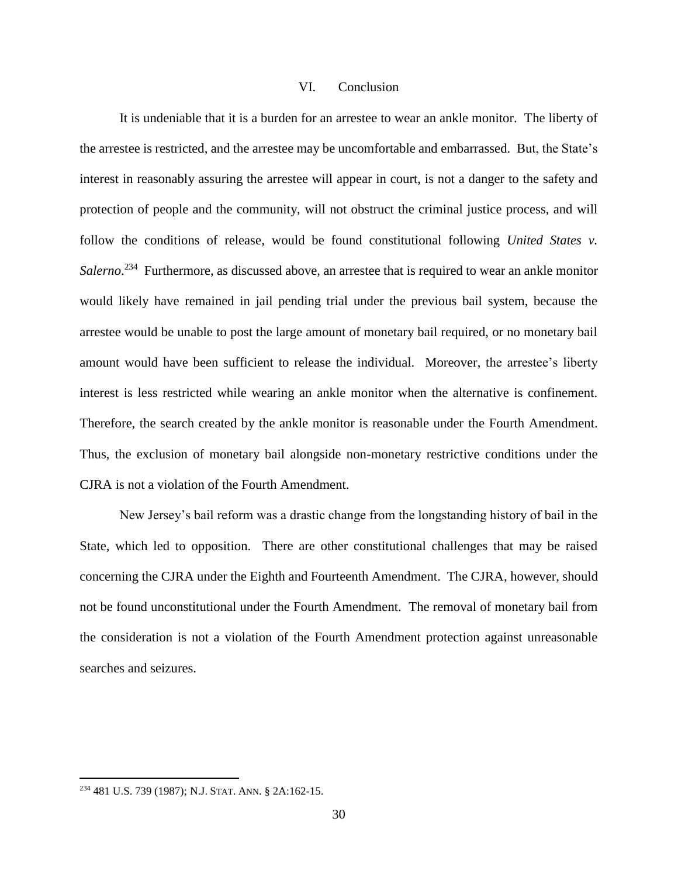## VI. Conclusion

It is undeniable that it is a burden for an arrestee to wear an ankle monitor. The liberty of the arrestee is restricted, and the arrestee may be uncomfortable and embarrassed. But, the State's interest in reasonably assuring the arrestee will appear in court, is not a danger to the safety and protection of people and the community, will not obstruct the criminal justice process, and will follow the conditions of release, would be found constitutional following *United States v. Salerno*.[234] Furthermore, as discussed above, an arrestee that is required to wear an ankle monitor would likely have remained in jail pending trial under the previous bail system, because the arrestee would be unable to post the large amount of monetary bail required, or no monetary bail amount would have been sufficient to release the individual. Moreover, the arrestee's liberty interest is less restricted while wearing an ankle monitor when the alternative is confinement. Therefore, the search created by the ankle monitor is reasonable under the Fourth Amendment. Thus, the exclusion of monetary bail alongside non-monetary restrictive conditions under the CJRA is not a violation of the Fourth Amendment.

New Jersey's bail reform was a drastic change from the longstanding history of bail in the State, which led to opposition. There are other constitutional challenges that may be raised concerning the CJRA under the Eighth and Fourteenth Amendment. The CJRA, however, should not be found unconstitutional under the Fourth Amendment. The removal of monetary bail from the consideration is not a violation of the Fourth Amendment protection against unreasonable searches and seizures.

---

[234] 481 U.S. 739 (1987); N.J. STAT. ANN. § 2A:162-15.